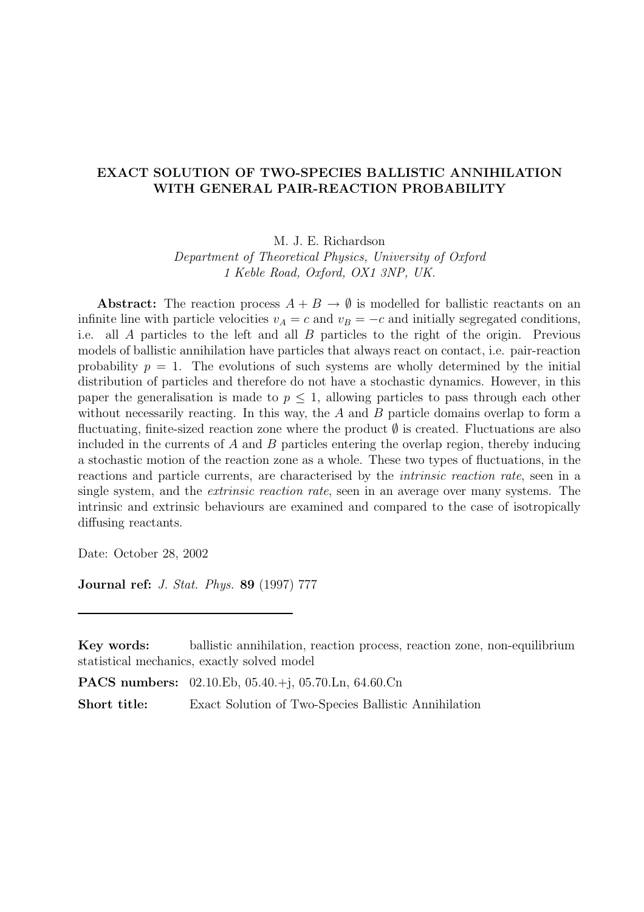# EXACT SOLUTION OF TWO-SPECIES BALLISTIC ANNIHILATION WITH GENERAL PAIR-REACTION PROBABILITY

M. J. E. Richardson

*Department of Theoretical Physics, University of Oxford*
*1 Keble Road, Oxford, OX1 3NP, UK.*

**Abstract:** The reaction process $A + B \to \emptyset$ is modelled for ballistic reactants on an infinite line with particle velocities $v_A = c$ and $v_B = -c$ and initially segregated conditions, i.e. all $A$ particles to the left and all $B$ particles to the right of the origin. Previous models of ballistic annihilation have particles that always react on contact, i.e. pair-reaction probability $p = 1$. The evolutions of such systems are wholly determined by the initial distribution of particles and therefore do not have a stochastic dynamics. However, in this paper the generalisation is made to $p \leq 1$, allowing particles to pass through each other without necessarily reacting. In this way, the $A$ and $B$ particle domains overlap to form a fluctuating, finite-sized reaction zone where the product $\emptyset$ is created. Fluctuations are also included in the currents of $A$ and $B$ particles entering the overlap region, thereby inducing a stochastic motion of the reaction zone as a whole. These two types of fluctuations, in the reactions and particle currents, are characterised by the *intrinsic reaction rate*, seen in a single system, and the *extrinsic reaction rate*, seen in an average over many systems. The intrinsic and extrinsic behaviours are examined and compared to the case of isotropically diffusing reactants.

Date: October 28, 2002

**Journal ref:** *J. Stat. Phys.* **89** (1997) 777

---

**Key words:** ballistic annihilation, reaction process, reaction zone, non-equilibrium statistical mechanics, exactly solved model

**PACS numbers:** 02.10.Eb, 05.40.+j, 05.70.Ln, 64.60.Cn

**Short title:** Exact Solution of Two-Species Ballistic Annihilation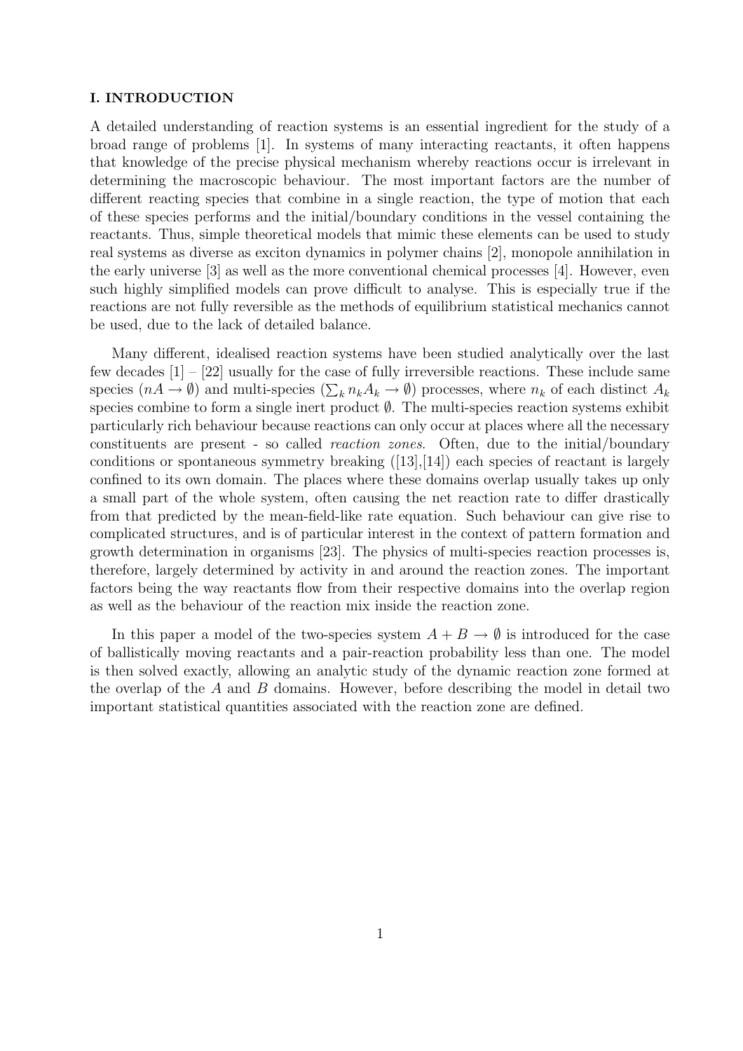## I. INTRODUCTION

A detailed understanding of reaction systems is an essential ingredient for the study of a broad range of problems [1]. In systems of many interacting reactants, it often happens that knowledge of the precise physical mechanism whereby reactions occur is irrelevant in determining the macroscopic behaviour. The most important factors are the number of different reacting species that combine in a single reaction, the type of motion that each of these species performs and the initial/boundary conditions in the vessel containing the reactants. Thus, simple theoretical models that mimic these elements can be used to study real systems as diverse as exciton dynamics in polymer chains [2], monopole annihilation in the early universe [3] as well as the more conventional chemical processes [4]. However, even such highly simplified models can prove difficult to analyse. This is especially true if the reactions are not fully reversible as the methods of equilibrium statistical mechanics cannot be used, due to the lack of detailed balance.

Many different, idealised reaction systems have been studied analytically over the last few decades [1] – [22] usually for the case of fully irreversible reactions. These include same species ($nA \to \emptyset$) and multi-species ($\sum_k n_k A_k \to \emptyset$) processes, where $n_k$ of each distinct $A_k$ species combine to form a single inert product $\emptyset$. The multi-species reaction systems exhibit particularly rich behaviour because reactions can only occur at places where all the necessary constituents are present - so called *reaction zones*. Often, due to the initial/boundary conditions or spontaneous symmetry breaking ([13],[14]) each species of reactant is largely confined to its own domain. The places where these domains overlap usually takes up only a small part of the whole system, often causing the net reaction rate to differ drastically from that predicted by the mean-field-like rate equation. Such behaviour can give rise to complicated structures, and is of particular interest in the context of pattern formation and growth determination in organisms [23]. The physics of multi-species reaction processes is, therefore, largely determined by activity in and around the reaction zones. The important factors being the way reactants flow from their respective domains into the overlap region as well as the behaviour of the reaction mix inside the reaction zone.

In this paper a model of the two-species system $A + B \to \emptyset$ is introduced for the case of ballistically moving reactants and a pair-reaction probability less than one. The model is then solved exactly, allowing an analytic study of the dynamic reaction zone formed at the overlap of the $A$ and $B$ domains. However, before describing the model in detail two important statistical quantities associated with the reaction zone are defined.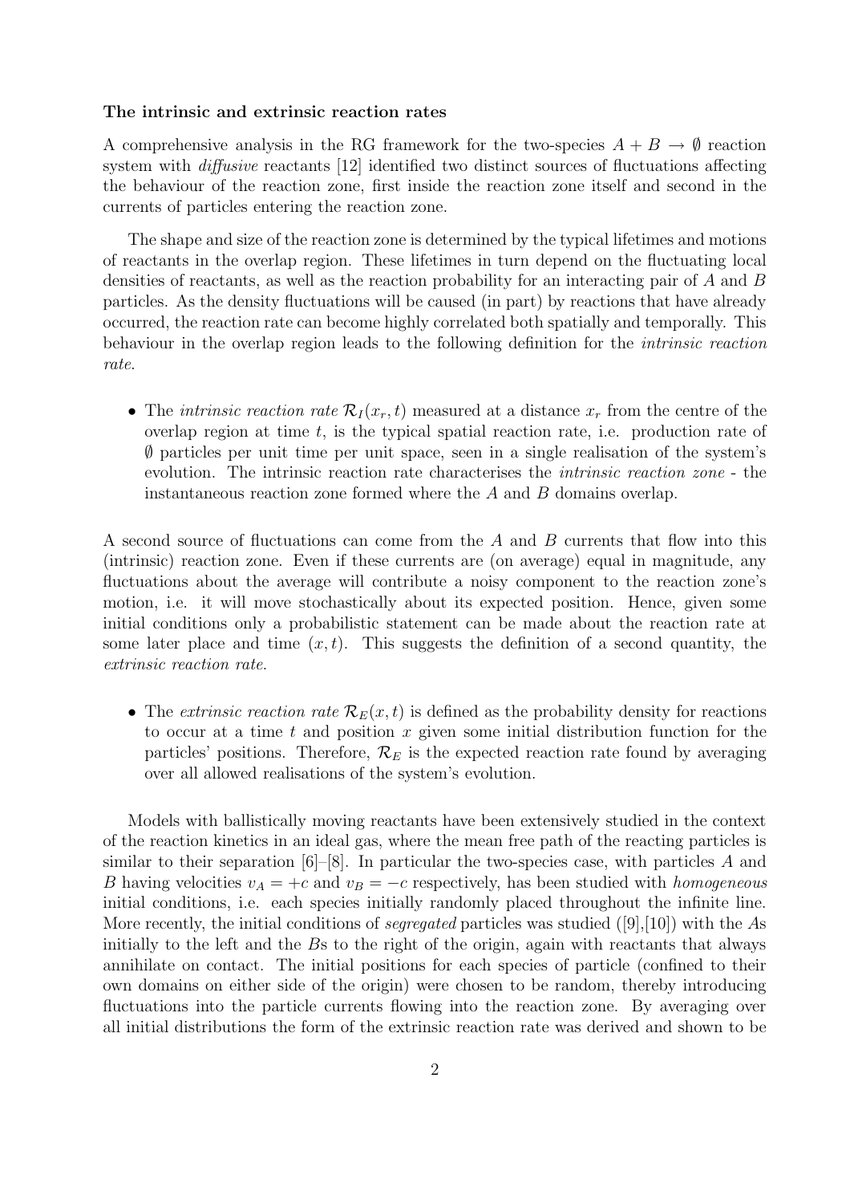**The intrinsic and extrinsic reaction rates**

A comprehensive analysis in the RG framework for the two-species $A + B \to \emptyset$ reaction system with *diffusive* reactants [12] identified two distinct sources of fluctuations affecting the behaviour of the reaction zone, first inside the reaction zone itself and second in the currents of particles entering the reaction zone.

The shape and size of the reaction zone is determined by the typical lifetimes and motions of reactants in the overlap region. These lifetimes in turn depend on the fluctuating local densities of reactants, as well as the reaction probability for an interacting pair of $A$ and $B$ particles. As the density fluctuations will be caused (in part) by reactions that have already occurred, the reaction rate can become highly correlated both spatially and temporally. This behaviour in the overlap region leads to the following definition for the *intrinsic reaction rate*.

- The *intrinsic reaction rate* $\mathcal{R}_I(x_r, t)$ measured at a distance $x_r$ from the centre of the overlap region at time $t$, is the typical spatial reaction rate, i.e. production rate of $\emptyset$ particles per unit time per unit space, seen in a single realisation of the system's evolution. The intrinsic reaction rate characterises the *intrinsic reaction zone* - the instantaneous reaction zone formed where the $A$ and $B$ domains overlap.

A second source of fluctuations can come from the $A$ and $B$ currents that flow into this (intrinsic) reaction zone. Even if these currents are (on average) equal in magnitude, any fluctuations about the average will contribute a noisy component to the reaction zone's motion, i.e. it will move stochastically about its expected position. Hence, given some initial conditions only a probabilistic statement can be made about the reaction rate at some later place and time $(x, t)$. This suggests the definition of a second quantity, the *extrinsic reaction rate*.

- The *extrinsic reaction rate* $\mathcal{R}_E(x, t)$ is defined as the probability density for reactions to occur at a time $t$ and position $x$ given some initial distribution function for the particles' positions. Therefore, $\mathcal{R}_E$ is the expected reaction rate found by averaging over all allowed realisations of the system's evolution.

Models with ballistically moving reactants have been extensively studied in the context of the reaction kinetics in an ideal gas, where the mean free path of the reacting particles is similar to their separation [6]–[8]. In particular the two-species case, with particles $A$ and $B$ having velocities $v_A = +c$ and $v_B = -c$ respectively, has been studied with *homogeneous* initial conditions, i.e. each species initially randomly placed throughout the infinite line. More recently, the initial conditions of *segregated* particles was studied ([9],[10]) with the $A$s initially to the left and the $B$s to the right of the origin, again with reactants that always annihilate on contact. The initial positions for each species of particle (confined to their own domains on either side of the origin) were chosen to be random, thereby introducing fluctuations into the particle currents flowing into the reaction zone. By averaging over all initial distributions the form of the extrinsic reaction rate was derived and shown to be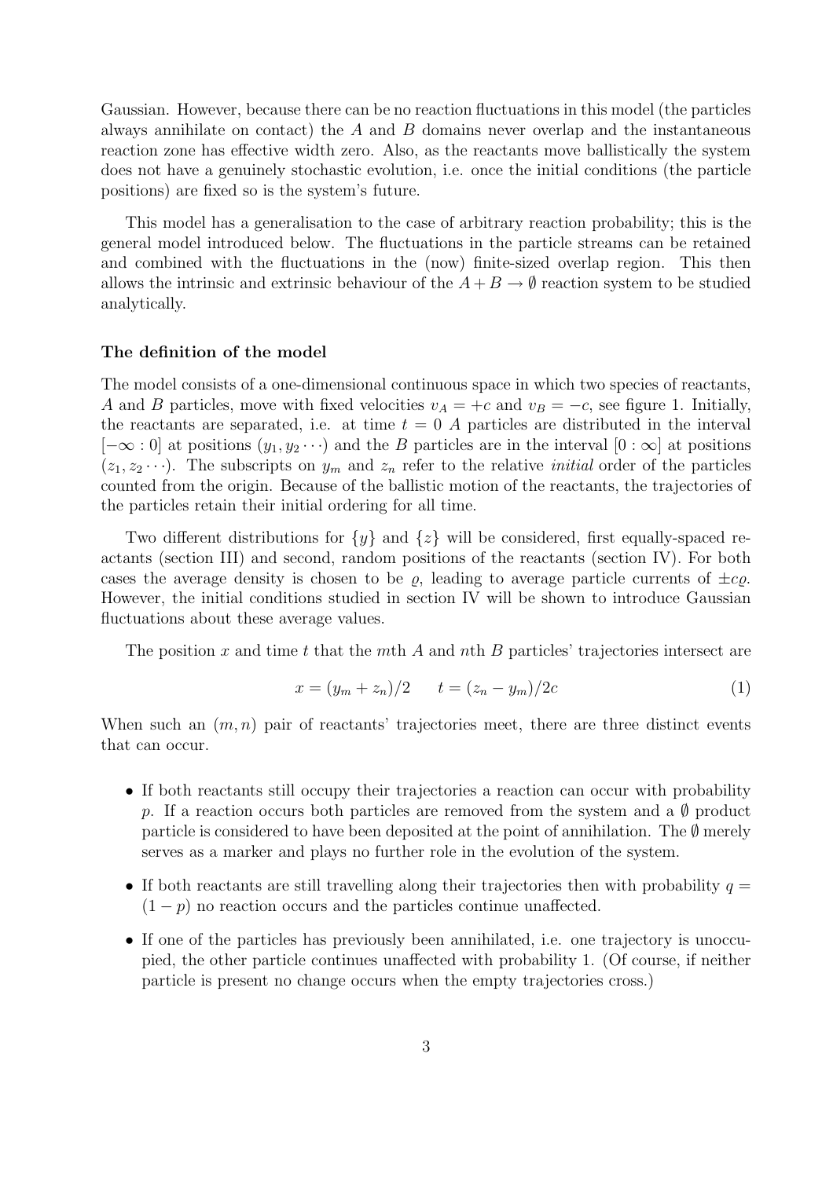Gaussian. However, because there can be no reaction fluctuations in this model (the particles always annihilate on contact) the $A$ and $B$ domains never overlap and the instantaneous reaction zone has effective width zero. Also, as the reactants move ballistically the system does not have a genuinely stochastic evolution, i.e. once the initial conditions (the particle positions) are fixed so is the system's future.

This model has a generalisation to the case of arbitrary reaction probability; this is the general model introduced below. The fluctuations in the particle streams can be retained and combined with the fluctuations in the (now) finite-sized overlap region. This then allows the intrinsic and extrinsic behaviour of the $A + B \to \emptyset$ reaction system to be studied analytically.

**The definition of the model**

The model consists of a one-dimensional continuous space in which two species of reactants, $A$ and $B$ particles, move with fixed velocities $v_A = +c$ and $v_B = -c$, see figure 1. Initially, the reactants are separated, i.e. at time $t = 0$ $A$ particles are distributed in the interval $[-\infty : 0]$ at positions $(y_1, y_2 \cdots)$ and the $B$ particles are in the interval $[0 : \infty]$ at positions $(z_1, z_2 \cdots)$. The subscripts on $y_m$ and $z_n$ refer to the relative *initial* order of the particles counted from the origin. Because of the ballistic motion of the reactants, the trajectories of the particles retain their initial ordering for all time.

Two different distributions for $\{y\}$ and $\{z\}$ will be considered, first equally-spaced reactants (section III) and second, random positions of the reactants (section IV). For both cases the average density is chosen to be $\varrho$, leading to average particle currents of $\pm c\varrho$. However, the initial conditions studied in section IV will be shown to introduce Gaussian fluctuations about these average values.

The position $x$ and time $t$ that the $m$th $A$ and $n$th $B$ particles' trajectories intersect are

$$x = (y_m + z_n)/2 \qquad t = (z_n - y_m)/2c \tag{1}$$

When such an $(m, n)$ pair of reactants' trajectories meet, there are three distinct events that can occur.

- If both reactants still occupy their trajectories a reaction can occur with probability $p$. If a reaction occurs both particles are removed from the system and a $\emptyset$ product particle is considered to have been deposited at the point of annihilation. The $\emptyset$ merely serves as a marker and plays no further role in the evolution of the system.
- If both reactants are still travelling along their trajectories then with probability $q = (1 - p)$ no reaction occurs and the particles continue unaffected.
- If one of the particles has previously been annihilated, i.e. one trajectory is unoccupied, the other particle continues unaffected with probability 1. (Of course, if neither particle is present no change occurs when the empty trajectories cross.)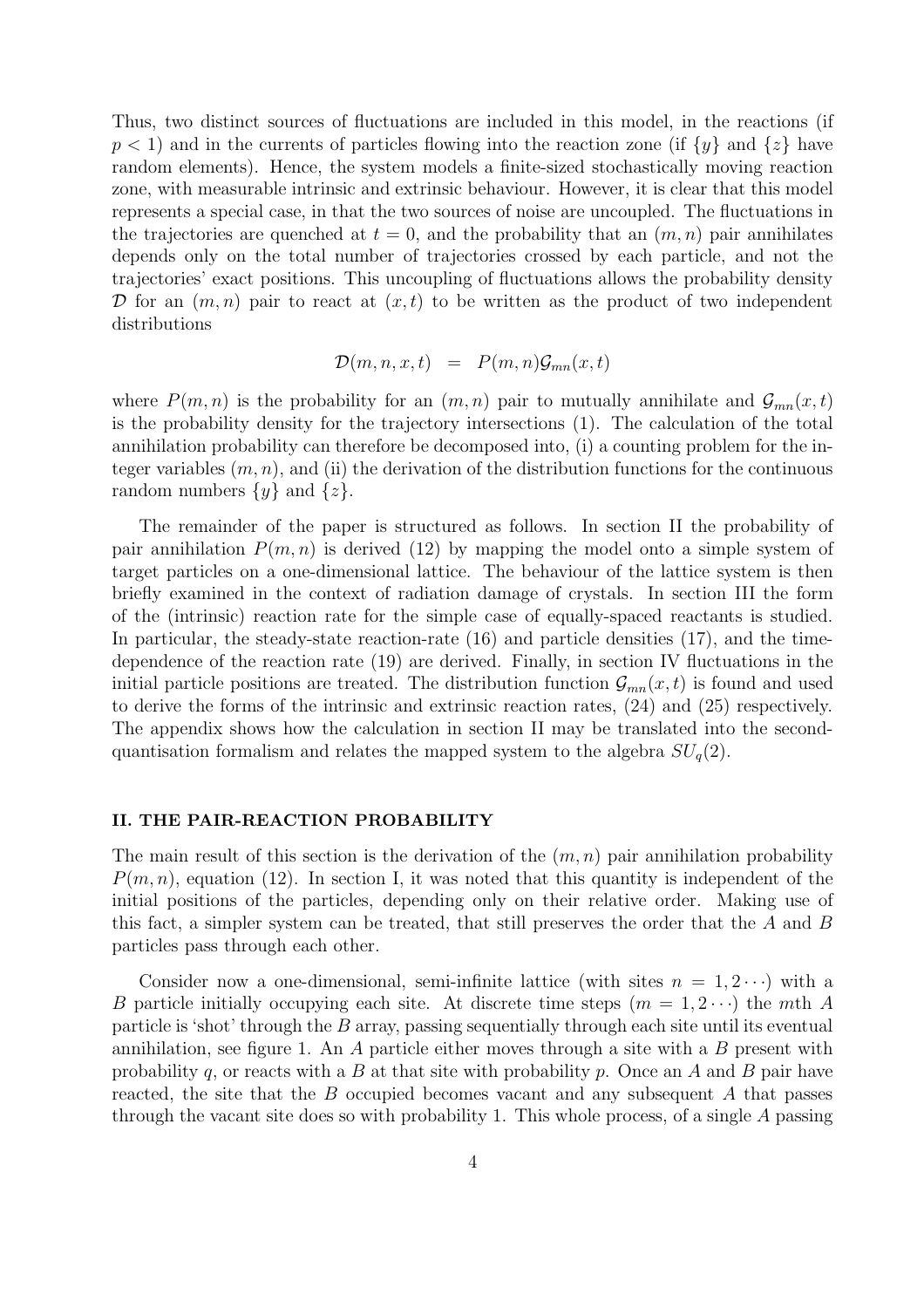Thus, two distinct sources of fluctuations are included in this model, in the reactions (if $p < 1$) and in the currents of particles flowing into the reaction zone (if $\{y\}$ and $\{z\}$ have random elements). Hence, the system models a finite-sized stochastically moving reaction zone, with measurable intrinsic and extrinsic behaviour. However, it is clear that this model represents a special case, in that the two sources of noise are uncoupled. The fluctuations in the trajectories are quenched at $t = 0$, and the probability that an $(m, n)$ pair annihilates depends only on the total number of trajectories crossed by each particle, and not the trajectories' exact positions. This uncoupling of fluctuations allows the probability density $\mathcal{D}$ for an $(m, n)$ pair to react at $(x, t)$ to be written as the product of two independent distributions

$$\mathcal{D}(m, n, x, t) \;\; = \;\; P(m, n)\mathcal{G}_{mn}(x, t)$$

where $P(m, n)$ is the probability for an $(m, n)$ pair to mutually annihilate and $\mathcal{G}_{mn}(x, t)$ is the probability density for the trajectory intersections (1). The calculation of the total annihilation probability can therefore be decomposed into, (i) a counting problem for the integer variables $(m, n)$, and (ii) the derivation of the distribution functions for the continuous random numbers $\{y\}$ and $\{z\}$.

The remainder of the paper is structured as follows. In section II the probability of pair annihilation $P(m, n)$ is derived (12) by mapping the model onto a simple system of target particles on a one-dimensional lattice. The behaviour of the lattice system is then briefly examined in the context of radiation damage of crystals. In section III the form of the (intrinsic) reaction rate for the simple case of equally-spaced reactants is studied. In particular, the steady-state reaction-rate (16) and particle densities (17), and the time-dependence of the reaction rate (19) are derived. Finally, in section IV fluctuations in the initial particle positions are treated. The distribution function $\mathcal{G}_{mn}(x, t)$ is found and used to derive the forms of the intrinsic and extrinsic reaction rates, (24) and (25) respectively. The appendix shows how the calculation in section II may be translated into the second-quantisation formalism and relates the mapped system to the algebra $SU_q(2)$.

## II. THE PAIR-REACTION PROBABILITY

The main result of this section is the derivation of the $(m, n)$ pair annihilation probability $P(m, n)$, equation (12). In section I, it was noted that this quantity is independent of the initial positions of the particles, depending only on their relative order. Making use of this fact, a simpler system can be treated, that still preserves the order that the $A$ and $B$ particles pass through each other.

Consider now a one-dimensional, semi-infinite lattice (with sites $n = 1, 2 \cdots$) with a $B$ particle initially occupying each site. At discrete time steps ($m = 1, 2 \cdots$) the $m$th $A$ particle is 'shot' through the $B$ array, passing sequentially through each site until its eventual annihilation, see figure 1. An $A$ particle either moves through a site with a $B$ present with probability $q$, or reacts with a $B$ at that site with probability $p$. Once an $A$ and $B$ pair have reacted, the site that the $B$ occupied becomes vacant and any subsequent $A$ that passes through the vacant site does so with probability 1. This whole process, of a single $A$ passing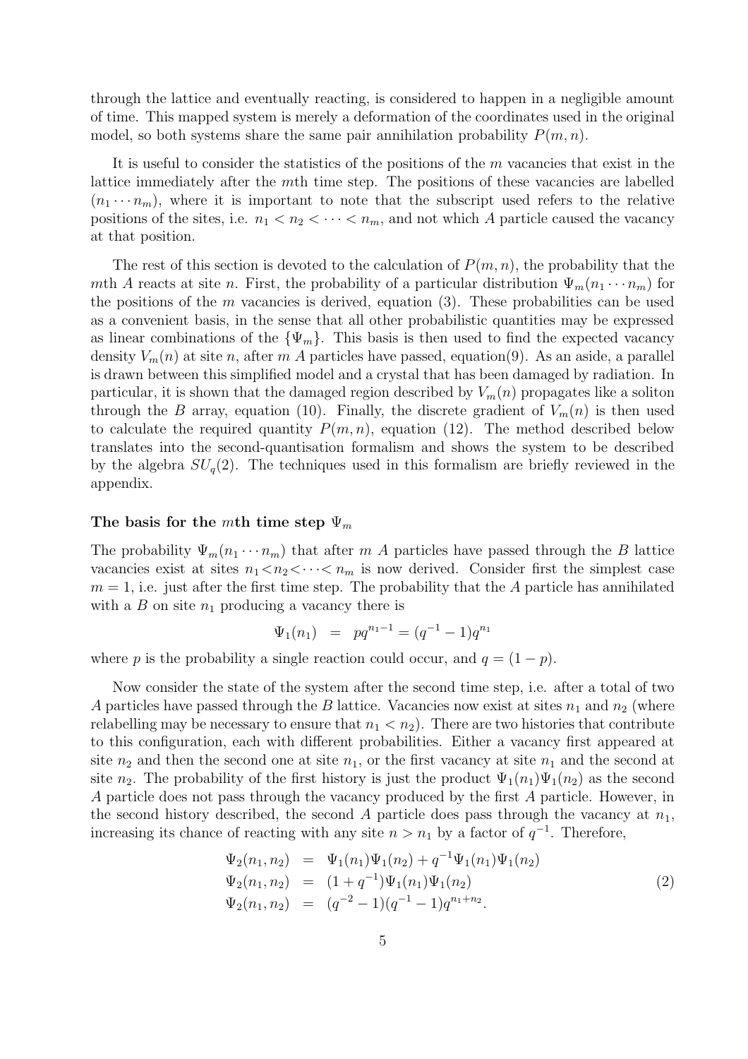through the lattice and eventually reacting, is considered to happen in a negligible amount of time. This mapped system is merely a deformation of the coordinates used in the original model, so both systems share the same pair annihilation probability $P(m, n)$.

It is useful to consider the statistics of the positions of the $m$ vacancies that exist in the lattice immediately after the $m$th time step. The positions of these vacancies are labelled $(n_1 \cdots n_m)$, where it is important to note that the subscript used refers to the relative positions of the sites, i.e. $n_1 < n_2 < \cdots < n_m$, and not which $A$ particle caused the vacancy at that position.

The rest of this section is devoted to the calculation of $P(m, n)$, the probability that the $m$th $A$ reacts at site $n$. First, the probability of a particular distribution $\Psi_m(n_1 \cdots n_m)$ for the positions of the $m$ vacancies is derived, equation (3). These probabilities can be used as a convenient basis, in the sense that all other probabilistic quantities may be expressed as linear combinations of the $\{\Psi_m\}$. This basis is then used to find the expected vacancy density $V_m(n)$ at site $n$, after $m$ $A$ particles have passed, equation(9). As an aside, a parallel is drawn between this simplified model and a crystal that has been damaged by radiation. In particular, it is shown that the damaged region described by $V_m(n)$ propagates like a soliton through the $B$ array, equation (10). Finally, the discrete gradient of $V_m(n)$ is then used to calculate the required quantity $P(m, n)$, equation (12). The method described below translates into the second-quantisation formalism and shows the system to be described by the algebra $SU_q(2)$. The techniques used in this formalism are briefly reviewed in the appendix.

**The basis for the $m$th time step $\Psi_m$**

The probability $\Psi_m(n_1 \cdots n_m)$ that after $m$ $A$ particles have passed through the $B$ lattice vacancies exist at sites $n_1 < n_2 < \cdots < n_m$ is now derived. Consider first the simplest case $m = 1$, i.e. just after the first time step. The probability that the $A$ particle has annihilated with a $B$ on site $n_1$ producing a vacancy there is

$$\Psi_1(n_1) \;=\; pq^{n_1 - 1} = (q^{-1} - 1)q^{n_1}$$

where $p$ is the probability a single reaction could occur, and $q = (1 - p)$.

Now consider the state of the system after the second time step, i.e. after a total of two $A$ particles have passed through the $B$ lattice. Vacancies now exist at sites $n_1$ and $n_2$ (where relabelling may be necessary to ensure that $n_1 < n_2$). There are two histories that contribute to this configuration, each with different probabilities. Either a vacancy first appeared at site $n_2$ and then the second one at site $n_1$, or the first vacancy at site $n_1$ and the second at site $n_2$. The probability of the first history is just the product $\Psi_1(n_1)\Psi_1(n_2)$ as the second $A$ particle does not pass through the vacancy produced by the first $A$ particle. However, in the second history described, the second $A$ particle does pass through the vacancy at $n_1$, increasing its chance of reacting with any site $n > n_1$ by a factor of $q^{-1}$. Therefore,

$$\begin{aligned}
\Psi_2(n_1, n_2) &= \Psi_1(n_1)\Psi_1(n_2) + q^{-1}\Psi_1(n_1)\Psi_1(n_2) \\
\Psi_2(n_1, n_2) &= (1 + q^{-1})\Psi_1(n_1)\Psi_1(n_2) \\
\Psi_2(n_1, n_2) &= (q^{-2} - 1)(q^{-1} - 1)q^{n_1 + n_2}.
\end{aligned} \tag{2}$$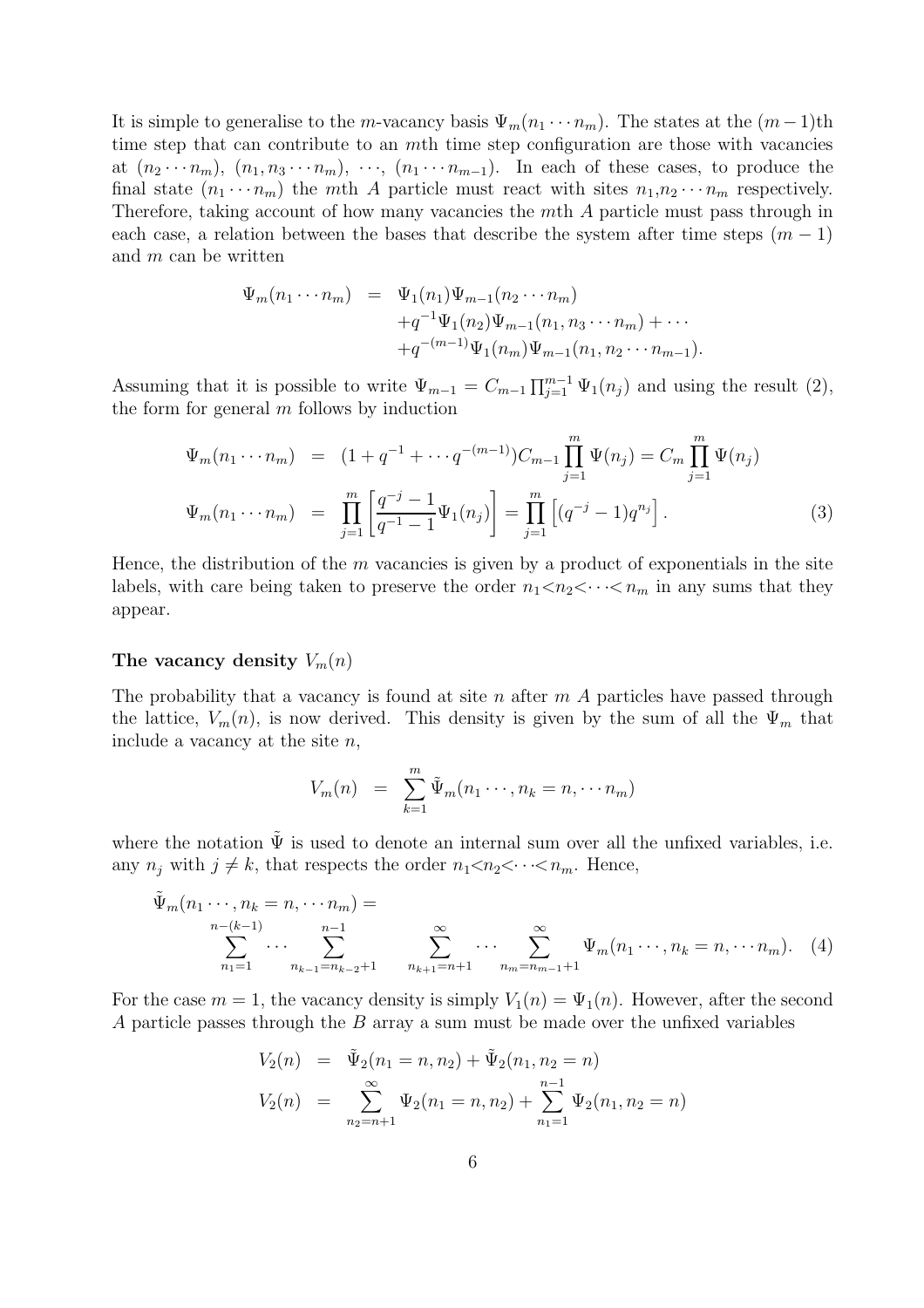It is simple to generalise to the $m$-vacancy basis $\Psi_m(n_1 \cdots n_m)$. The states at the $(m-1)$th time step that can contribute to an $m$th time step configuration are those with vacancies at $(n_2 \cdots n_m)$, $(n_1, n_3 \cdots n_m)$, $\cdots$, $(n_1 \cdots n_{m-1})$. In each of these cases, to produce the final state $(n_1 \cdots n_m)$ the $m$th $A$ particle must react with sites $n_1, n_2 \cdots n_m$ respectively. Therefore, taking account of how many vacancies the $m$th $A$ particle must pass through in each case, a relation between the bases that describe the system after time steps $(m-1)$ and $m$ can be written

$$
\begin{aligned}
\Psi_m(n_1 \cdots n_m) \;=\; & \Psi_1(n_1)\Psi_{m-1}(n_2 \cdots n_m) \\
& + q^{-1}\Psi_1(n_2)\Psi_{m-1}(n_1, n_3 \cdots n_m) + \cdots \\
& + q^{-(m-1)}\Psi_1(n_m)\Psi_{m-1}(n_1, n_2 \cdots n_{m-1}).
\end{aligned}
$$

Assuming that it is possible to write $\Psi_{m-1} = C_{m-1}\prod_{j=1}^{m-1}\Psi_1(n_j)$ and using the result (2), the form for general $m$ follows by induction

$$
\begin{aligned}
\Psi_m(n_1 \cdots n_m) &= (1 + q^{-1} + \cdots q^{-(m-1)})C_{m-1}\prod_{j=1}^{m}\Psi(n_j) = C_m \prod_{j=1}^{m}\Psi(n_j) \\
\Psi_m(n_1 \cdots n_m) &= \prod_{j=1}^{m}\left[\frac{q^{-j}-1}{q^{-1}-1}\Psi_1(n_j)\right] = \prod_{j=1}^{m}\left[(q^{-j}-1)q^{n_j}\right]. \qquad (3)
\end{aligned}
$$

Hence, the distribution of the $m$ vacancies is given by a product of exponentials in the site labels, with care being taken to preserve the order $n_1 < n_2 < \cdots < n_m$ in any sums that they appear.

**The vacancy density $V_m(n)$**

The probability that a vacancy is found at site $n$ after $m$ $A$ particles have passed through the lattice, $V_m(n)$, is now derived. This density is given by the sum of all the $\Psi_m$ that include a vacancy at the site $n$,

$$
V_m(n) \;=\; \sum_{k=1}^{m} \tilde{\Psi}_m(n_1 \cdots, n_k = n, \cdots n_m)
$$

where the notation $\tilde{\Psi}$ is used to denote an internal sum over all the unfixed variables, i.e. any $n_j$ with $j \neq k$, that respects the order $n_1 < n_2 < \cdots < n_m$. Hence,

$$
\tilde{\Psi}_m(n_1 \cdots, n_k = n, \cdots n_m) = \sum_{n_1=1}^{n-(k-1)} \cdots \sum_{n_{k-1}=n_{k-2}+1}^{n-1} \quad \sum_{n_{k+1}=n+1}^{\infty} \cdots \sum_{n_m=n_{m-1}+1}^{\infty} \Psi_m(n_1 \cdots, n_k = n, \cdots n_m). \quad (4)
$$

For the case $m = 1$, the vacancy density is simply $V_1(n) = \Psi_1(n)$. However, after the second $A$ particle passes through the $B$ array a sum must be made over the unfixed variables

$$
\begin{aligned}
V_2(n) &= \tilde{\Psi}_2(n_1 = n, n_2) + \tilde{\Psi}_2(n_1, n_2 = n) \\
V_2(n) &= \sum_{n_2=n+1}^{\infty}\Psi_2(n_1 = n, n_2) + \sum_{n_1=1}^{n-1}\Psi_2(n_1, n_2 = n)
\end{aligned}
$$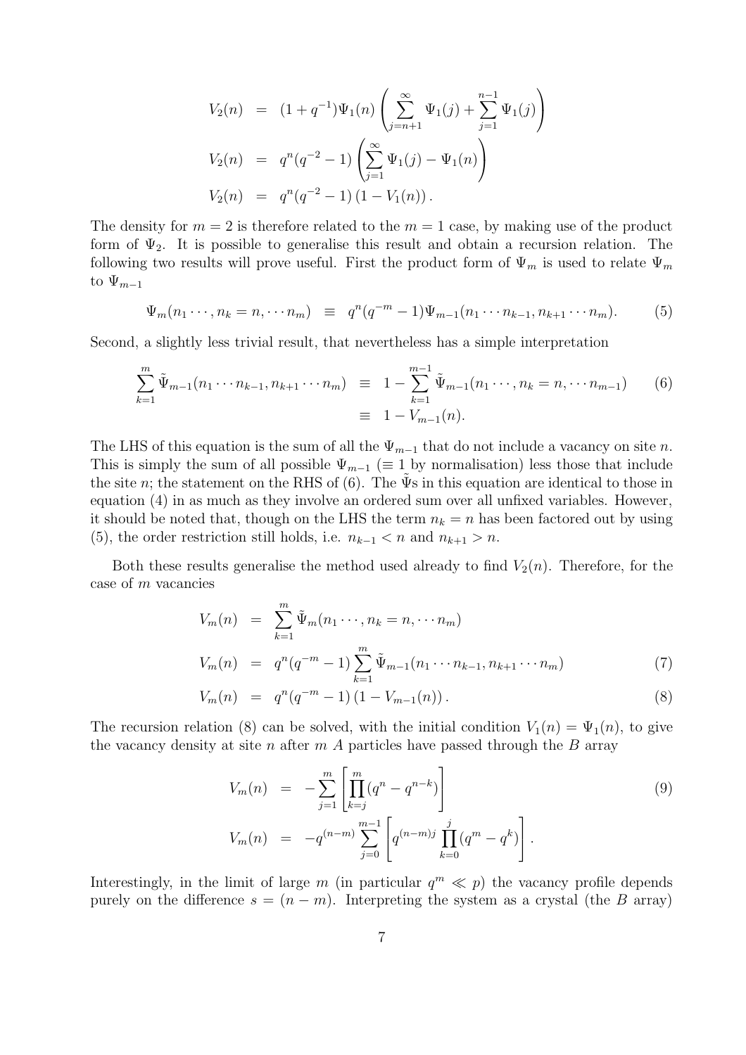$$
\begin{aligned}
V_2(n) &= (1+q^{-1})\Psi_1(n)\left(\sum_{j=n+1}^{\infty}\Psi_1(j)+\sum_{j=1}^{n-1}\Psi_1(j)\right) \\
V_2(n) &= q^n(q^{-2}-1)\left(\sum_{j=1}^{\infty}\Psi_1(j)-\Psi_1(n)\right) \\
V_2(n) &= q^n(q^{-2}-1)\left(1-V_1(n)\right).
\end{aligned}
$$

The density for $m=2$ is therefore related to the $m=1$ case, by making use of the product form of $\Psi_2$. It is possible to generalise this result and obtain a recursion relation. The following two results will prove useful. First the product form of $\Psi_m$ is used to relate $\Psi_m$ to $\Psi_{m-1}$

$$
\Psi_m(n_1\cdots,n_k=n,\cdots n_m) \;\equiv\; q^n(q^{-m}-1)\Psi_{m-1}(n_1\cdots n_{k-1},n_{k+1}\cdots n_m). \tag{5}
$$

Second, a slightly less trivial result, that nevertheless has a simple interpretation

$$
\begin{aligned}
\sum_{k=1}^{m}\tilde{\Psi}_{m-1}(n_1\cdots n_{k-1},n_{k+1}\cdots n_m) &\equiv 1-\sum_{k=1}^{m-1}\tilde{\Psi}_{m-1}(n_1\cdots,n_k=n,\cdots n_{m-1}) \\
&\equiv 1-V_{m-1}(n).
\end{aligned} \tag{6}
$$

The LHS of this equation is the sum of all the $\Psi_{m-1}$ that do not include a vacancy on site $n$. This is simply the sum of all possible $\Psi_{m-1}$ ($\equiv 1$ by normalisation) less those that include the site $n$; the statement on the RHS of (6). The $\tilde{\Psi}$s in this equation are identical to those in equation (4) in as much as they involve an ordered sum over all unfixed variables. However, it should be noted that, though on the LHS the term $n_k=n$ has been factored out by using (5), the order restriction still holds, i.e. $n_{k-1}<n$ and $n_{k+1}>n$.

Both these results generalise the method used already to find $V_2(n)$. Therefore, for the case of $m$ vacancies

$$
\begin{aligned}
V_m(n) &= \sum_{k=1}^{m}\tilde{\Psi}_m(n_1\cdots,n_k=n,\cdots n_m) \\
V_m(n) &= q^n(q^{-m}-1)\sum_{k=1}^{m}\tilde{\Psi}_{m-1}(n_1\cdots n_{k-1},n_{k+1}\cdots n_m) \qquad (7)\\
V_m(n) &= q^n(q^{-m}-1)\left(1-V_{m-1}(n)\right). \qquad (8)
\end{aligned}
$$

The recursion relation (8) can be solved, with the initial condition $V_1(n)=\Psi_1(n)$, to give the vacancy density at site $n$ after $m$ $A$ particles have passed through the $B$ array

$$
\begin{aligned}
V_m(n) &= -\sum_{j=1}^{m}\left[\prod_{k=j}^{m}(q^n-q^{n-k})\right] \qquad (9)\\
V_m(n) &= -q^{(n-m)}\sum_{j=0}^{m-1}\left[q^{(n-m)j}\prod_{k=0}^{j}(q^m-q^k)\right].
\end{aligned}
$$

Interestingly, in the limit of large $m$ (in particular $q^m \ll p$) the vacancy profile depends purely on the difference $s=(n-m)$. Interpreting the system as a crystal (the $B$ array)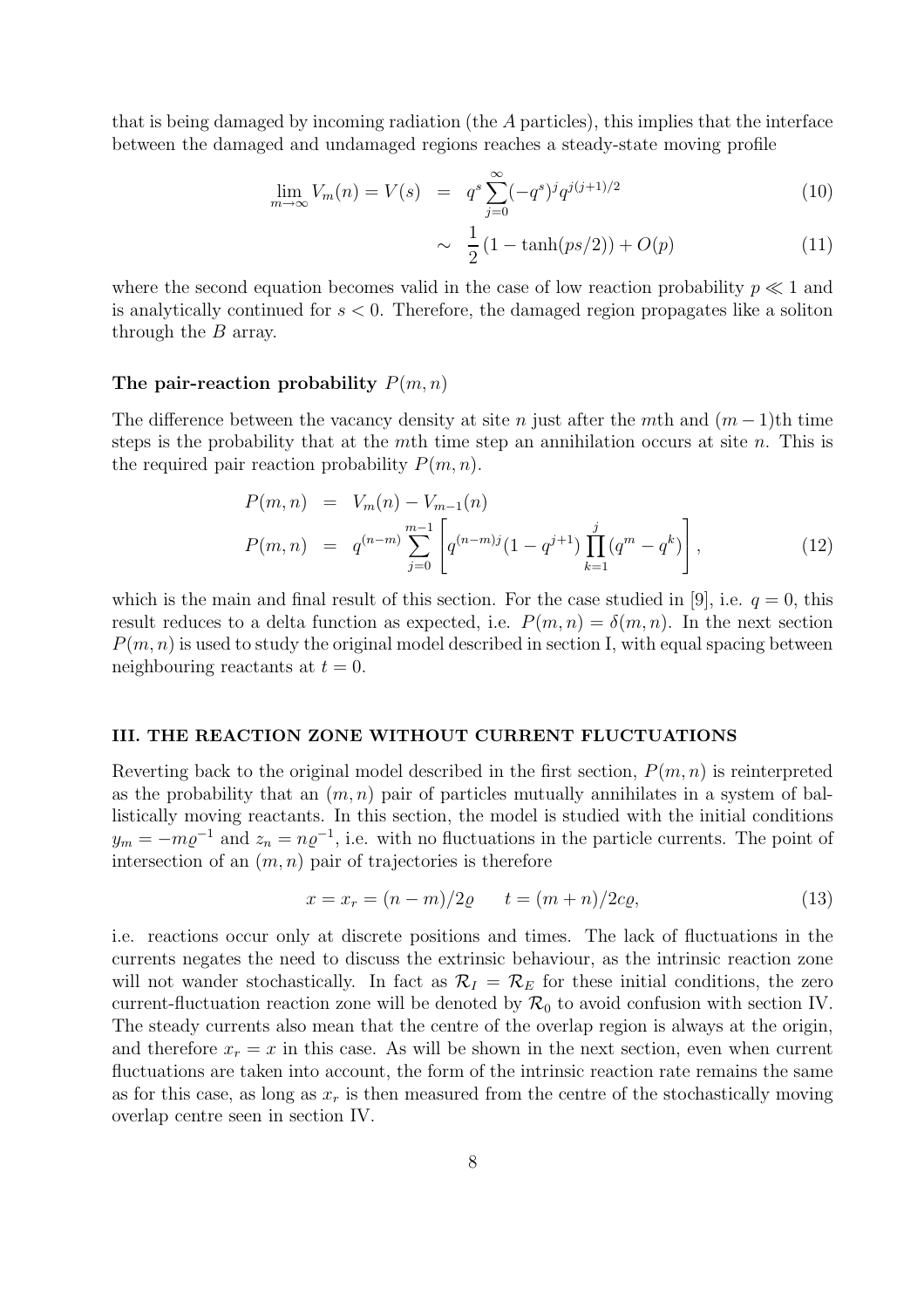that is being damaged by incoming radiation (the $A$ particles), this implies that the interface between the damaged and undamaged regions reaches a steady-state moving profile

$$\lim_{m\to\infty} V_m(n) = V(s) \;=\; q^s \sum_{j=0}^{\infty} (-q^s)^j q^{j(j+1)/2} \tag{10}$$

$$\sim\; \frac{1}{2}\left(1 - \tanh(ps/2)\right) + O(p) \tag{11}$$

where the second equation becomes valid in the case of low reaction probability $p \ll 1$ and is analytically continued for $s < 0$. Therefore, the damaged region propagates like a soliton through the $B$ array.

### The pair-reaction probability $P(m, n)$

The difference between the vacancy density at site $n$ just after the $m$th and $(m-1)$th time steps is the probability that at the $m$th time step an annihilation occurs at site $n$. This is the required pair reaction probability $P(m, n)$.

$$P(m,n) \;=\; V_m(n) - V_{m-1}(n)$$

$$P(m,n) \;=\; q^{(n-m)} \sum_{j=0}^{m-1} \left[ q^{(n-m)j} (1 - q^{j+1}) \prod_{k=1}^{j} (q^m - q^k) \right], \tag{12}$$

which is the main and final result of this section. For the case studied in [9], i.e. $q = 0$, this result reduces to a delta function as expected, i.e. $P(m, n) = \delta(m, n)$. In the next section $P(m, n)$ is used to study the original model described in section I, with equal spacing between neighbouring reactants at $t = 0$.

## III. THE REACTION ZONE WITHOUT CURRENT FLUCTUATIONS

Reverting back to the original model described in the first section, $P(m, n)$ is reinterpreted as the probability that an $(m, n)$ pair of particles mutually annihilates in a system of ballistically moving reactants. In this section, the model is studied with the initial conditions $y_m = -m\varrho^{-1}$ and $z_n = n\varrho^{-1}$, i.e. with no fluctuations in the particle currents. The point of intersection of an $(m, n)$ pair of trajectories is therefore

$$x = x_r = (n - m)/2\varrho \qquad t = (m + n)/2c\varrho, \tag{13}$$

i.e. reactions occur only at discrete positions and times. The lack of fluctuations in the currents negates the need to discuss the extrinsic behaviour, as the intrinsic reaction zone will not wander stochastically. In fact as $\mathcal{R}_I = \mathcal{R}_E$ for these initial conditions, the zero current-fluctuation reaction zone will be denoted by $\mathcal{R}_0$ to avoid confusion with section IV. The steady currents also mean that the centre of the overlap region is always at the origin, and therefore $x_r = x$ in this case. As will be shown in the next section, even when current fluctuations are taken into account, the form of the intrinsic reaction rate remains the same as for this case, as long as $x_r$ is then measured from the centre of the stochastically moving overlap centre seen in section IV.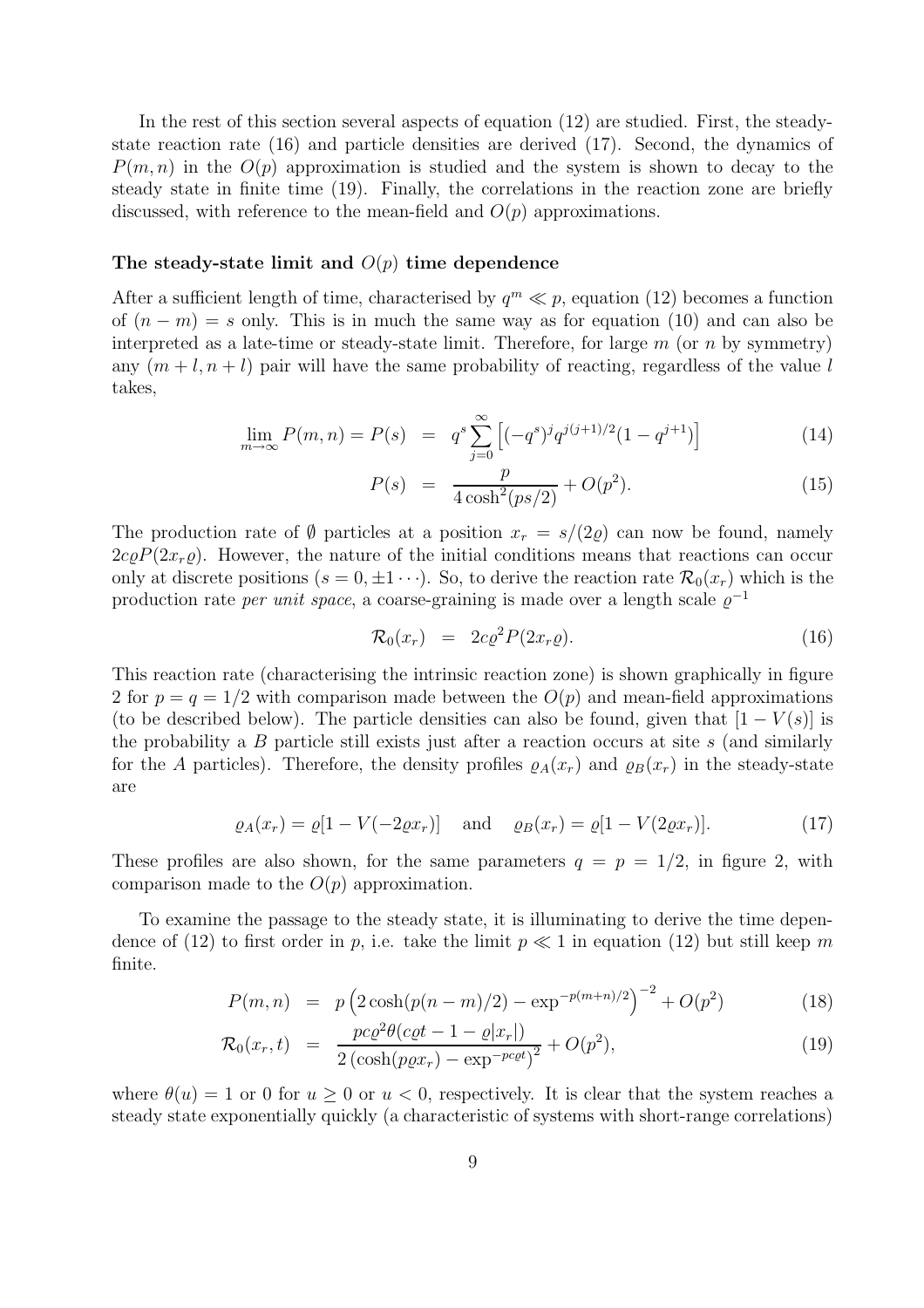In the rest of this section several aspects of equation (12) are studied. First, the steady-state reaction rate (16) and particle densities are derived (17). Second, the dynamics of $P(m,n)$ in the $O(p)$ approximation is studied and the system is shown to decay to the steady state in finite time (19). Finally, the correlations in the reaction zone are briefly discussed, with reference to the mean-field and $O(p)$ approximations.

### The steady-state limit and $O(p)$ time dependence

After a sufficient length of time, characterised by $q^m \ll p$, equation (12) becomes a function of $(n-m) = s$ only. This is in much the same way as for equation (10) and can also be interpreted as a late-time or steady-state limit. Therefore, for large $m$ (or $n$ by symmetry) any $(m+l, n+l)$ pair will have the same probability of reacting, regardless of the value $l$ takes,

$$\lim_{m\to\infty} P(m,n) = P(s) \;=\; q^s \sum_{j=0}^{\infty} \left[(-q^s)^j q^{j(j+1)/2}(1-q^{j+1})\right] \tag{14}$$

$$P(s) \;=\; \frac{p}{4\cosh^2(ps/2)} + O(p^2). \tag{15}$$

The production rate of $\emptyset$ particles at a position $x_r = s/(2\varrho)$ can now be found, namely $2c\varrho P(2x_r\varrho)$. However, the nature of the initial conditions means that reactions can occur only at discrete positions ($s = 0, \pm 1 \cdots$). So, to derive the reaction rate $\mathcal{R}_0(x_r)$ which is the production rate *per unit space*, a coarse-graining is made over a length scale $\varrho^{-1}$

$$\mathcal{R}_0(x_r) \;=\; 2c\varrho^2 P(2x_r\varrho). \tag{16}$$

This reaction rate (characterising the intrinsic reaction zone) is shown graphically in figure 2 for $p = q = 1/2$ with comparison made between the $O(p)$ and mean-field approximations (to be described below). The particle densities can also be found, given that $[1 - V(s)]$ is the probability a $B$ particle still exists just after a reaction occurs at site $s$ (and similarly for the $A$ particles). Therefore, the density profiles $\varrho_A(x_r)$ and $\varrho_B(x_r)$ in the steady-state are

$$\varrho_A(x_r) = \varrho[1 - V(-2\varrho x_r)] \quad \text{and} \quad \varrho_B(x_r) = \varrho[1 - V(2\varrho x_r)]. \tag{17}$$

These profiles are also shown, for the same parameters $q = p = 1/2$, in figure 2, with comparison made to the $O(p)$ approximation.

To examine the passage to the steady state, it is illuminating to derive the time dependence of (12) to first order in $p$, i.e. take the limit $p \ll 1$ in equation (12) but still keep $m$ finite.

$$P(m,n) \;=\; p\left(2\cosh(p(n-m)/2) - \exp^{-p(m+n)/2}\right)^{-2} + O(p^2) \tag{18}$$

$$\mathcal{R}_0(x_r,t) \;=\; \frac{pc\varrho^2\theta(c\varrho t - 1 - \varrho|x_r|)}{2\left(\cosh(p\varrho x_r) - \exp^{-pc\varrho t}\right)^2} + O(p^2), \tag{19}$$

where $\theta(u) = 1$ or 0 for $u \geq 0$ or $u < 0$, respectively. It is clear that the system reaches a steady state exponentially quickly (a characteristic of systems with short-range correlations)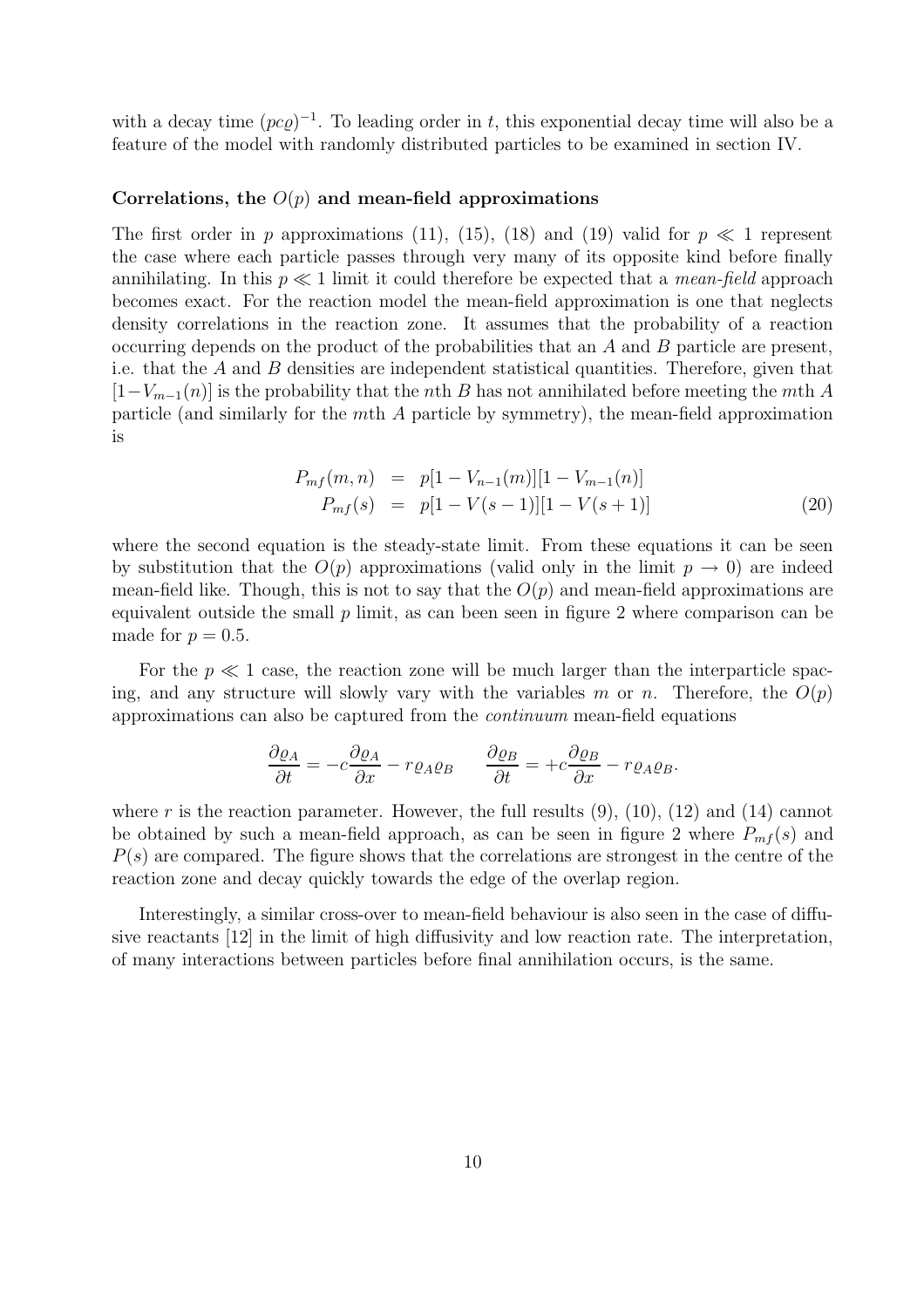with a decay time $(pc\varrho)^{-1}$. To leading order in $t$, this exponential decay time will also be a feature of the model with randomly distributed particles to be examined in section IV.

### Correlations, the $O(p)$ and mean-field approximations

The first order in $p$ approximations (11), (15), (18) and (19) valid for $p \ll 1$ represent the case where each particle passes through very many of its opposite kind before finally annihilating. In this $p \ll 1$ limit it could therefore be expected that a *mean-field* approach becomes exact. For the reaction model the mean-field approximation is one that neglects density correlations in the reaction zone. It assumes that the probability of a reaction occurring depends on the product of the probabilities that an $A$ and $B$ particle are present, i.e. that the $A$ and $B$ densities are independent statistical quantities. Therefore, given that $[1-V_{m-1}(n)]$ is the probability that the $n$th $B$ has not annihilated before meeting the $m$th $A$ particle (and similarly for the $m$th $A$ particle by symmetry), the mean-field approximation is

$$
\begin{aligned}
P_{mf}(m,n) &= p[1 - V_{n-1}(m)][1 - V_{m-1}(n)] \\
P_{mf}(s) &= p[1 - V(s-1)][1 - V(s+1)]
\end{aligned} \tag{20}
$$

where the second equation is the steady-state limit. From these equations it can be seen by substitution that the $O(p)$ approximations (valid only in the limit $p \to 0$) are indeed mean-field like. Though, this is not to say that the $O(p)$ and mean-field approximations are equivalent outside the small $p$ limit, as can been seen in figure 2 where comparison can be made for $p = 0.5$.

For the $p \ll 1$ case, the reaction zone will be much larger than the interparticle spacing, and any structure will slowly vary with the variables $m$ or $n$. Therefore, the $O(p)$ approximations can also be captured from the *continuum* mean-field equations

$$
\frac{\partial \varrho_A}{\partial t} = -c\frac{\partial \varrho_A}{\partial x} - r\varrho_A\varrho_B \qquad \frac{\partial \varrho_B}{\partial t} = +c\frac{\partial \varrho_B}{\partial x} - r\varrho_A\varrho_B.
$$

where $r$ is the reaction parameter. However, the full results (9), (10), (12) and (14) cannot be obtained by such a mean-field approach, as can be seen in figure 2 where $P_{mf}(s)$ and $P(s)$ are compared. The figure shows that the correlations are strongest in the centre of the reaction zone and decay quickly towards the edge of the overlap region.

Interestingly, a similar cross-over to mean-field behaviour is also seen in the case of diffusive reactants [12] in the limit of high diffusivity and low reaction rate. The interpretation, of many interactions between particles before final annihilation occurs, is the same.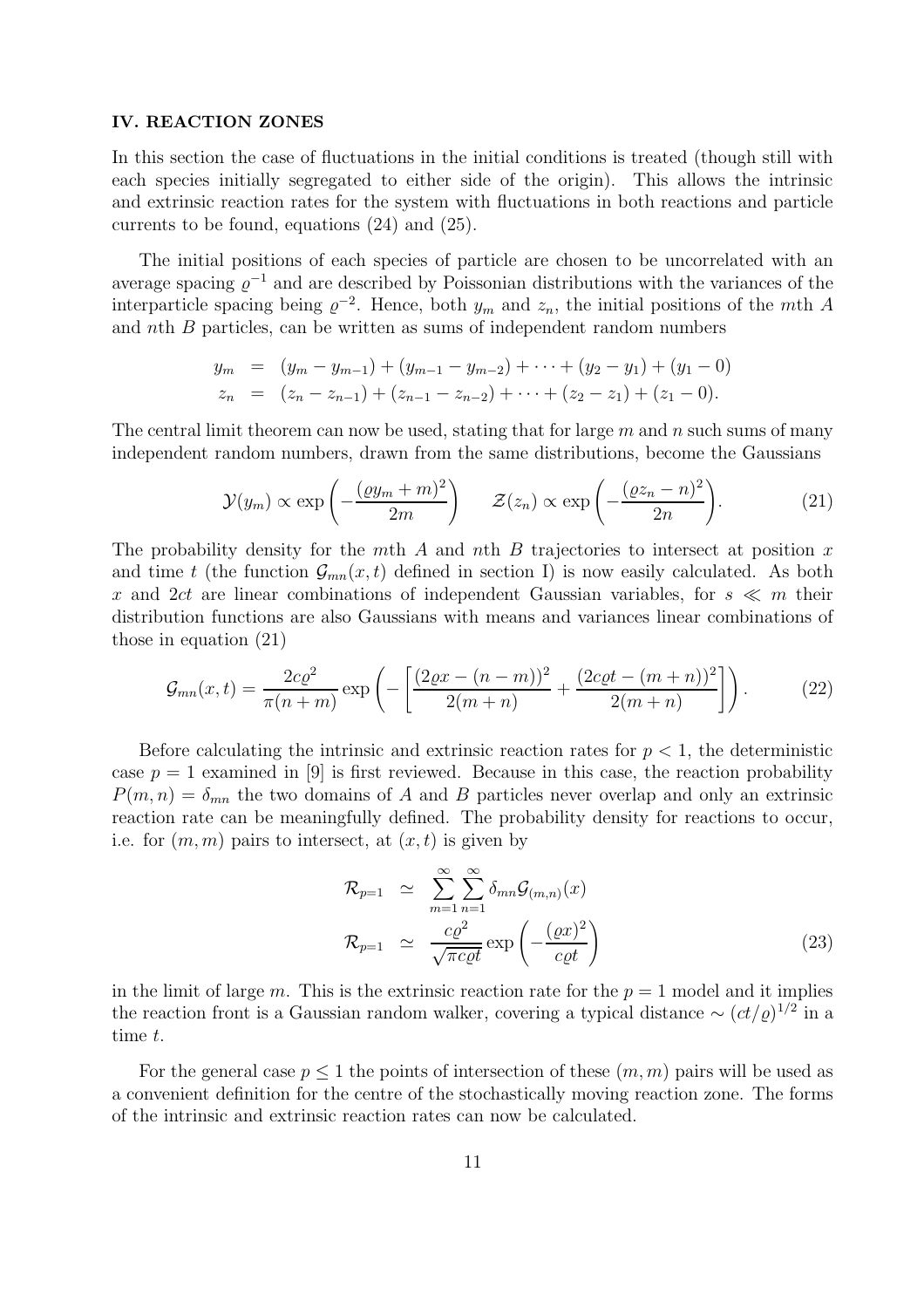### IV. REACTION ZONES

In this section the case of fluctuations in the initial conditions is treated (though still with each species initially segregated to either side of the origin). This allows the intrinsic and extrinsic reaction rates for the system with fluctuations in both reactions and particle currents to be found, equations (24) and (25).

The initial positions of each species of particle are chosen to be uncorrelated with an average spacing $\varrho^{-1}$ and are described by Poissonian distributions with the variances of the interparticle spacing being $\varrho^{-2}$. Hence, both $y_m$ and $z_n$, the initial positions of the $m$th $A$ and $n$th $B$ particles, can be written as sums of independent random numbers

$$
\begin{aligned}
y_m &= (y_m - y_{m-1}) + (y_{m-1} - y_{m-2}) + \cdots + (y_2 - y_1) + (y_1 - 0) \\
z_n &= (z_n - z_{n-1}) + (z_{n-1} - z_{n-2}) + \cdots + (z_2 - z_1) + (z_1 - 0).
\end{aligned}
$$

The central limit theorem can now be used, stating that for large $m$ and $n$ such sums of many independent random numbers, drawn from the same distributions, become the Gaussians

$$
\mathcal{Y}(y_m) \propto \exp\left(-\frac{(\varrho y_m + m)^2}{2m}\right) \qquad \mathcal{Z}(z_n) \propto \exp\left(-\frac{(\varrho z_n - n)^2}{2n}\right). \tag{21}
$$

The probability density for the $m$th $A$ and $n$th $B$ trajectories to intersect at position $x$ and time $t$ (the function $\mathcal{G}_{mn}(x,t)$ defined in section I) is now easily calculated. As both $x$ and $2ct$ are linear combinations of independent Gaussian variables, for $s \ll m$ their distribution functions are also Gaussians with means and variances linear combinations of those in equation (21)

$$
\mathcal{G}_{mn}(x,t) = \frac{2c\varrho^2}{\pi(n+m)} \exp\left(-\left[\frac{(2\varrho x - (n-m))^2}{2(m+n)} + \frac{(2c\varrho t - (m+n))^2}{2(m+n)}\right]\right). \tag{22}
$$

Before calculating the intrinsic and extrinsic reaction rates for $p < 1$, the deterministic case $p = 1$ examined in [9] is first reviewed. Because in this case, the reaction probability $P(m,n) = \delta_{mn}$ the two domains of $A$ and $B$ particles never overlap and only an extrinsic reaction rate can be meaningfully defined. The probability density for reactions to occur, i.e. for $(m,m)$ pairs to intersect, at $(x,t)$ is given by

$$
\begin{aligned}
\mathcal{R}_{p=1} &\simeq \sum_{m=1}^{\infty}\sum_{n=1}^{\infty} \delta_{mn} \mathcal{G}_{(m,n)}(x) \\
\mathcal{R}_{p=1} &\simeq \frac{c\varrho^2}{\sqrt{\pi c \varrho t}} \exp\left(-\frac{(\varrho x)^2}{c\varrho t}\right)
\end{aligned} \tag{23}
$$

in the limit of large $m$. This is the extrinsic reaction rate for the $p = 1$ model and it implies the reaction front is a Gaussian random walker, covering a typical distance $\sim (ct/\varrho)^{1/2}$ in a time $t$.

For the general case $p \leq 1$ the points of intersection of these $(m,m)$ pairs will be used as a convenient definition for the centre of the stochastically moving reaction zone. The forms of the intrinsic and extrinsic reaction rates can now be calculated.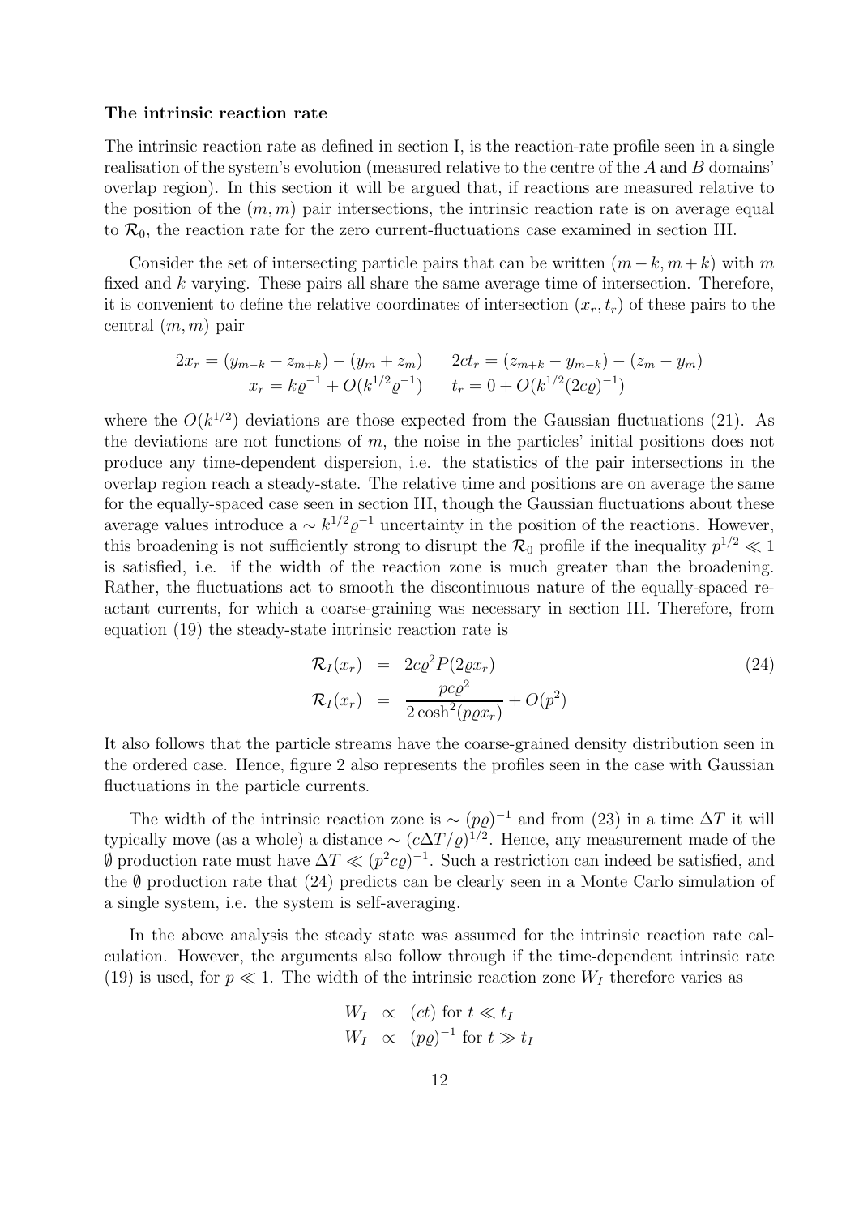**The intrinsic reaction rate**

The intrinsic reaction rate as defined in section I, is the reaction-rate profile seen in a single realisation of the system's evolution (measured relative to the centre of the $A$ and $B$ domains' overlap region). In this section it will be argued that, if reactions are measured relative to the position of the $(m, m)$ pair intersections, the intrinsic reaction rate is on average equal to $\mathcal{R}_0$, the reaction rate for the zero current-fluctuations case examined in section III.

Consider the set of intersecting particle pairs that can be written $(m-k, m+k)$ with $m$ fixed and $k$ varying. These pairs all share the same average time of intersection. Therefore, it is convenient to define the relative coordinates of intersection $(x_r, t_r)$ of these pairs to the central $(m, m)$ pair

$$
\begin{array}{cc}
2x_r = (y_{m-k} + z_{m+k}) - (y_m + z_m) & 2ct_r = (z_{m+k} - y_{m-k}) - (z_m - y_m) \\
x_r = k\varrho^{-1} + O(k^{1/2}\varrho^{-1}) & t_r = 0 + O(k^{1/2}(2c\varrho)^{-1})
\end{array}
$$

where the $O(k^{1/2})$ deviations are those expected from the Gaussian fluctuations (21). As the deviations are not functions of $m$, the noise in the particles' initial positions does not produce any time-dependent dispersion, i.e. the statistics of the pair intersections in the overlap region reach a steady-state. The relative time and positions are on average the same for the equally-spaced case seen in section III, though the Gaussian fluctuations about these average values introduce a $\sim k^{1/2}\varrho^{-1}$ uncertainty in the position of the reactions. However, this broadening is not sufficiently strong to disrupt the $\mathcal{R}_0$ profile if the inequality $p^{1/2} \ll 1$ is satisfied, i.e. if the width of the reaction zone is much greater than the broadening. Rather, the fluctuations act to smooth the discontinuous nature of the equally-spaced reactant currents, for which a coarse-graining was necessary in section III. Therefore, from equation (19) the steady-state intrinsic reaction rate is

$$
\begin{aligned}
\mathcal{R}_I(x_r) &= 2c\varrho^2 P(2\varrho x_r) \\
\mathcal{R}_I(x_r) &= \frac{pc\varrho^2}{2\cosh^2(p\varrho x_r)} + O(p^2)
\end{aligned}
\tag{24}
$$

It also follows that the particle streams have the coarse-grained density distribution seen in the ordered case. Hence, figure 2 also represents the profiles seen in the case with Gaussian fluctuations in the particle currents.

The width of the intrinsic reaction zone is $\sim (p\varrho)^{-1}$ and from (23) in a time $\Delta T$ it will typically move (as a whole) a distance $\sim (c\Delta T/\varrho)^{1/2}$. Hence, any measurement made of the $\emptyset$ production rate must have $\Delta T \ll (p^2 c\varrho)^{-1}$. Such a restriction can indeed be satisfied, and the $\emptyset$ production rate that (24) predicts can be clearly seen in a Monte Carlo simulation of a single system, i.e. the system is self-averaging.

In the above analysis the steady state was assumed for the intrinsic reaction rate calculation. However, the arguments also follow through if the time-dependent intrinsic rate (19) is used, for $p \ll 1$. The width of the intrinsic reaction zone $W_I$ therefore varies as

$$
\begin{aligned}
W_I &\propto (ct) \text{ for } t \ll t_I \\
W_I &\propto (p\varrho)^{-1} \text{ for } t \gg t_I
\end{aligned}
$$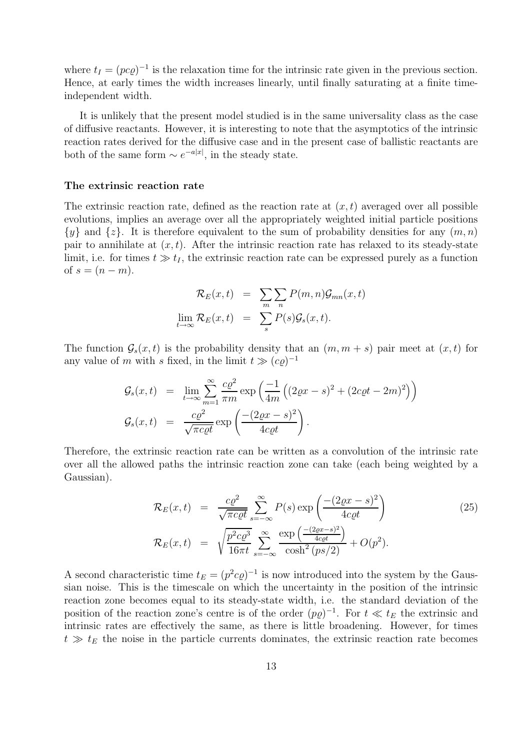where $t_I = (pc\varrho)^{-1}$ is the relaxation time for the intrinsic rate given in the previous section. Hence, at early times the width increases linearly, until finally saturating at a finite time-independent width.

It is unlikely that the present model studied is in the same universality class as the case of diffusive reactants. However, it is interesting to note that the asymptotics of the intrinsic reaction rates derived for the diffusive case and in the present case of ballistic reactants are both of the same form $\sim e^{-a|x|}$, in the steady state.

### The extrinsic reaction rate

The extrinsic reaction rate, defined as the reaction rate at $(x, t)$ averaged over all possible evolutions, implies an average over all the appropriately weighted initial particle positions $\{y\}$ and $\{z\}$. It is therefore equivalent to the sum of probability densities for any $(m, n)$ pair to annihilate at $(x, t)$. After the intrinsic reaction rate has relaxed to its steady-state limit, i.e. for times $t \gg t_I$, the extrinsic reaction rate can be expressed purely as a function of $s = (n - m)$.

$$
\begin{aligned}
\mathcal{R}_E(x,t) &= \sum_m \sum_n P(m,n)\mathcal{G}_{mn}(x,t) \\
\lim_{t\to\infty} \mathcal{R}_E(x,t) &= \sum_s P(s)\mathcal{G}_s(x,t).
\end{aligned}
$$

The function $\mathcal{G}_s(x,t)$ is the probability density that an $(m, m+s)$ pair meet at $(x, t)$ for any value of $m$ with $s$ fixed, in the limit $t \gg (c\varrho)^{-1}$

$$
\begin{aligned}
\mathcal{G}_s(x,t) &= \lim_{t\to\infty} \sum_{m=1}^{\infty} \frac{c\varrho^2}{\pi m} \exp\left(\frac{-1}{4m}\left((2\varrho x - s)^2 + (2c\varrho t - 2m)^2\right)\right) \\
\mathcal{G}_s(x,t) &= \frac{c\varrho^2}{\sqrt{\pi c\varrho t}} \exp\left(\frac{-(2\varrho x - s)^2}{4c\varrho t}\right).
\end{aligned}
$$

Therefore, the extrinsic reaction rate can be written as a convolution of the intrinsic rate over all the allowed paths the intrinsic reaction zone can take (each being weighted by a Gaussian).

$$
\begin{aligned}
\mathcal{R}_E(x,t) &= \frac{c\varrho^2}{\sqrt{\pi c\varrho t}} \sum_{s=-\infty}^{\infty} P(s) \exp\left(\frac{-(2\varrho x - s)^2}{4c\varrho t}\right) \qquad (25) \\
\mathcal{R}_E(x,t) &= \sqrt{\frac{p^2 c\varrho^3}{16\pi t}} \sum_{s=-\infty}^{\infty} \frac{\exp\left(\frac{-(2\varrho x - s)^2}{4c\varrho t}\right)}{\cosh^2(ps/2)} + O(p^2).
\end{aligned}
$$

A second characteristic time $t_E = (p^2 c\varrho)^{-1}$ is now introduced into the system by the Gaussian noise. This is the timescale on which the uncertainty in the position of the intrinsic reaction zone becomes equal to its steady-state width, i.e. the standard deviation of the position of the reaction zone's centre is of the order $(p\varrho)^{-1}$. For $t \ll t_E$ the extrinsic and intrinsic rates are effectively the same, as there is little broadening. However, for times $t \gg t_E$ the noise in the particle currents dominates, the extrinsic reaction rate becomes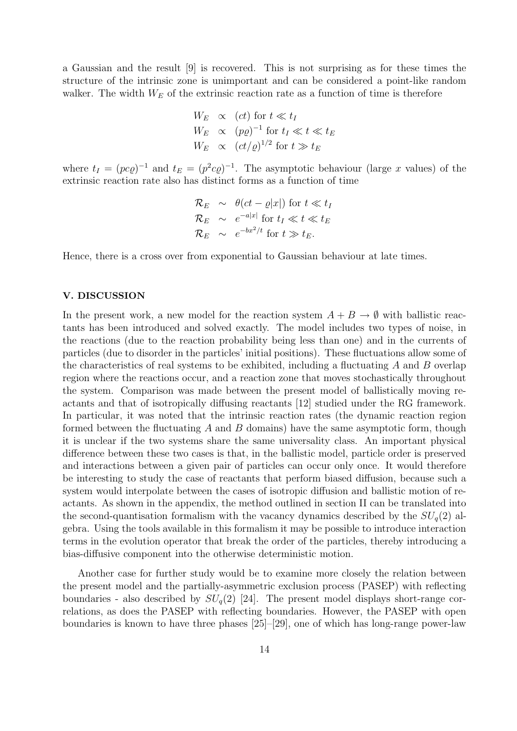a Gaussian and the result [9] is recovered. This is not surprising as for these times the structure of the intrinsic zone is unimportant and can be considered a point-like random walker. The width $W_E$ of the extrinsic reaction rate as a function of time is therefore

$$
\begin{aligned}
W_E &\propto (ct) \text{ for } t \ll t_I \\
W_E &\propto (p\varrho)^{-1} \text{ for } t_I \ll t \ll t_E \\
W_E &\propto (ct/\varrho)^{1/2} \text{ for } t \gg t_E
\end{aligned}
$$

where $t_I = (pc\varrho)^{-1}$ and $t_E = (p^2 c\varrho)^{-1}$. The asymptotic behaviour (large $x$ values) of the extrinsic reaction rate also has distinct forms as a function of time

$$
\begin{aligned}
\mathcal{R}_E &\sim \theta(ct - \varrho|x|) \text{ for } t \ll t_I \\
\mathcal{R}_E &\sim e^{-a|x|} \text{ for } t_I \ll t \ll t_E \\
\mathcal{R}_E &\sim e^{-bx^2/t} \text{ for } t \gg t_E.
\end{aligned}
$$

Hence, there is a cross over from exponential to Gaussian behaviour at late times.

## V. DISCUSSION

In the present work, a new model for the reaction system $A + B \to \emptyset$ with ballistic reactants has been introduced and solved exactly. The model includes two types of noise, in the reactions (due to the reaction probability being less than one) and in the currents of particles (due to disorder in the particles' initial positions). These fluctuations allow some of the characteristics of real systems to be exhibited, including a fluctuating $A$ and $B$ overlap region where the reactions occur, and a reaction zone that moves stochastically throughout the system. Comparison was made between the present model of ballistically moving reactants and that of isotropically diffusing reactants [12] studied under the RG framework. In particular, it was noted that the intrinsic reaction rates (the dynamic reaction region formed between the fluctuating $A$ and $B$ domains) have the same asymptotic form, though it is unclear if the two systems share the same universality class. An important physical difference between these two cases is that, in the ballistic model, particle order is preserved and interactions between a given pair of particles can occur only once. It would therefore be interesting to study the case of reactants that perform biased diffusion, because such a system would interpolate between the cases of isotropic diffusion and ballistic motion of reactants. As shown in the appendix, the method outlined in section II can be translated into the second-quantisation formalism with the vacancy dynamics described by the $SU_q(2)$ algebra. Using the tools available in this formalism it may be possible to introduce interaction terms in the evolution operator that break the order of the particles, thereby introducing a bias-diffusive component into the otherwise deterministic motion.

Another case for further study would be to examine more closely the relation between the present model and the partially-asymmetric exclusion process (PASEP) with reflecting boundaries - also described by $SU_q(2)$ [24]. The present model displays short-range correlations, as does the PASEP with reflecting boundaries. However, the PASEP with open boundaries is known to have three phases [25]–[29], one of which has long-range power-law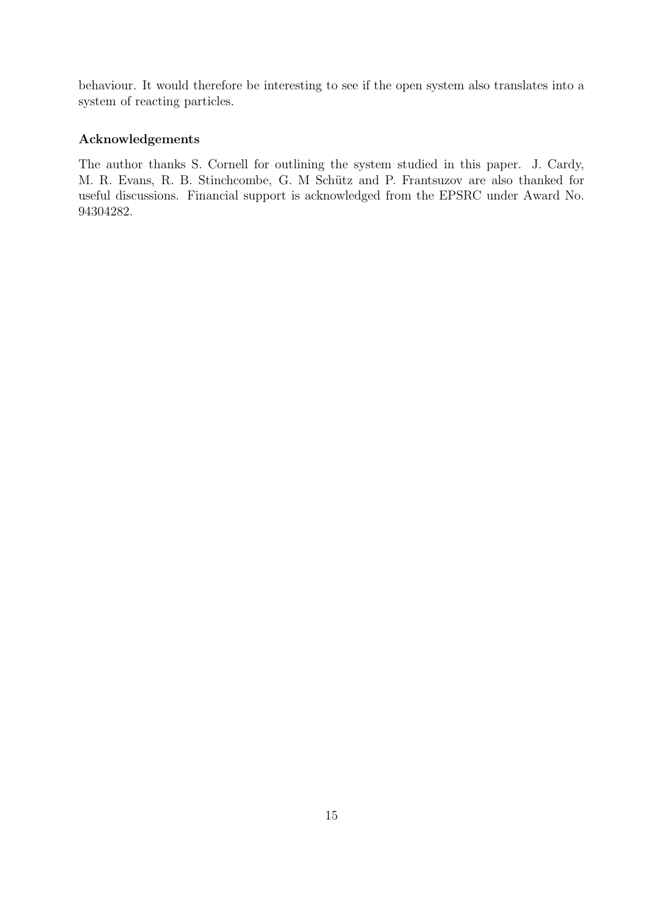behaviour. It would therefore be interesting to see if the open system also translates into a system of reacting particles.

### Acknowledgements

The author thanks S. Cornell for outlining the system studied in this paper. J. Cardy, M. R. Evans, R. B. Stinchcombe, G. M Schütz and P. Frantsuzov are also thanked for useful discussions. Financial support is acknowledged from the EPSRC under Award No. 94304282.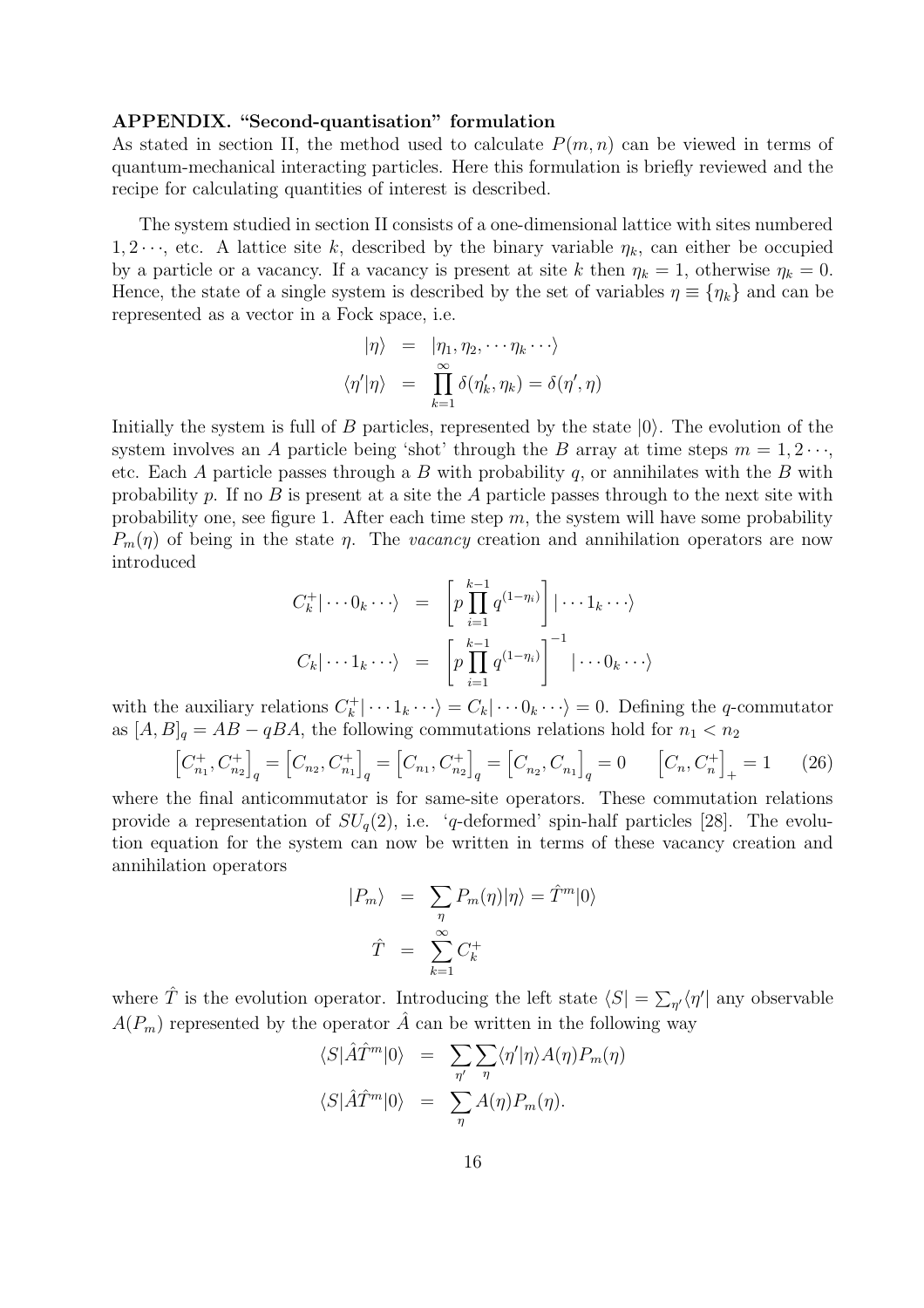**APPENDIX. "Second-quantisation" formulation**

As stated in section II, the method used to calculate $P(m,n)$ can be viewed in terms of quantum-mechanical interacting particles. Here this formulation is briefly reviewed and the recipe for calculating quantities of interest is described.

The system studied in section II consists of a one-dimensional lattice with sites numbered $1, 2\cdots$, etc. A lattice site $k$, described by the binary variable $\eta_k$, can either be occupied by a particle or a vacancy. If a vacancy is present at site $k$ then $\eta_k = 1$, otherwise $\eta_k = 0$. Hence, the state of a single system is described by the set of variables $\eta \equiv \{\eta_k\}$ and can be represented as a vector in a Fock space, i.e.

$$
\begin{aligned}
|\eta\rangle &= |\eta_1, \eta_2, \cdots \eta_k \cdots\rangle \\
\langle \eta' | \eta \rangle &= \prod_{k=1}^{\infty} \delta(\eta'_k, \eta_k) = \delta(\eta', \eta)
\end{aligned}
$$

Initially the system is full of $B$ particles, represented by the state $|0\rangle$. The evolution of the system involves an $A$ particle being 'shot' through the $B$ array at time steps $m = 1, 2\cdots$, etc. Each $A$ particle passes through a $B$ with probability $q$, or annihilates with the $B$ with probability $p$. If no $B$ is present at a site the $A$ particle passes through to the next site with probability one, see figure 1. After each time step $m$, the system will have some probability $P_m(\eta)$ of being in the state $\eta$. The *vacancy* creation and annihilation operators are now introduced

$$
\begin{aligned}
C_k^+ | \cdots 0_k \cdots \rangle &= \left[ p \prod_{i=1}^{k-1} q^{(1-\eta_i)} \right] | \cdots 1_k \cdots \rangle \\
C_k | \cdots 1_k \cdots \rangle &= \left[ p \prod_{i=1}^{k-1} q^{(1-\eta_i)} \right]^{-1} | \cdots 0_k \cdots \rangle
\end{aligned}
$$

with the auxiliary relations $C_k^+ | \cdots 1_k \cdots \rangle = C_k | \cdots 0_k \cdots \rangle = 0$. Defining the $q$-commutator as $[A, B]_q = AB - qBA$, the following commutations relations hold for $n_1 < n_2$

$$
\left[ C_{n_1}^+, C_{n_2}^+ \right]_q = \left[ C_{n_2}, C_{n_1}^+ \right]_q = \left[ C_{n_1}, C_{n_2}^+ \right]_q = \left[ C_{n_2}, C_{n_1} \right]_q = 0 \qquad \left[ C_n, C_n^+ \right]_+ = 1 \tag{26}
$$

where the final anticommutator is for same-site operators. These commutation relations provide a representation of $SU_q(2)$, i.e. '$q$-deformed' spin-half particles [28]. The evolution equation for the system can now be written in terms of these vacancy creation and annihilation operators

$$
\begin{aligned}
|P_m\rangle &= \sum_{\eta} P_m(\eta) |\eta\rangle = \hat{T}^m |0\rangle \\
\hat{T} &= \sum_{k=1}^{\infty} C_k^+
\end{aligned}
$$

where $\hat{T}$ is the evolution operator. Introducing the left state $\langle S| = \sum_{\eta'} \langle \eta'|$ any observable $A(P_m)$ represented by the operator $\hat{A}$ can be written in the following way

$$
\begin{aligned}
\langle S | \hat{A} \hat{T}^m | 0 \rangle &= \sum_{\eta'} \sum_{\eta} \langle \eta' | \eta \rangle A(\eta) P_m(\eta) \\
\langle S | \hat{A} \hat{T}^m | 0 \rangle &= \sum_{\eta} A(\eta) P_m(\eta).
\end{aligned}
$$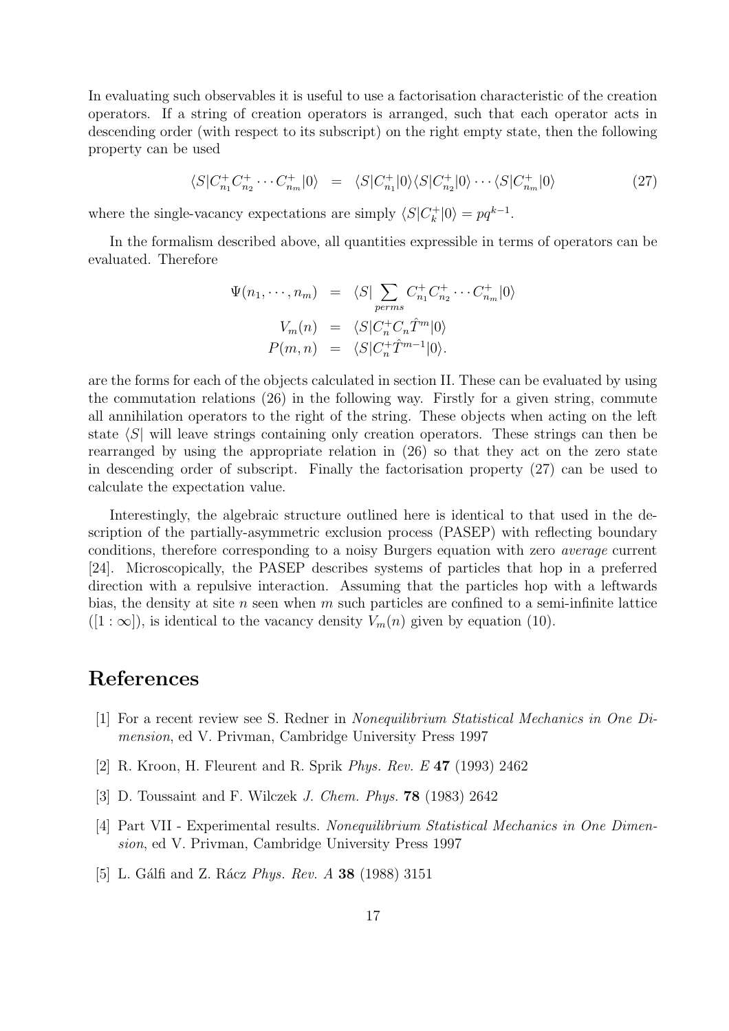In evaluating such observables it is useful to use a factorisation characteristic of the creation operators. If a string of creation operators is arranged, such that each operator acts in descending order (with respect to its subscript) on the right empty state, then the following property can be used

$$\langle S|C^+_{n_1}C^+_{n_2}\cdots C^+_{n_m}|0\rangle \;=\; \langle S|C^+_{n_1}|0\rangle\langle S|C^+_{n_2}|0\rangle\cdots\langle S|C^+_{n_m}|0\rangle \tag{27}$$

where the single-vacancy expectations are simply $\langle S|C^+_k|0\rangle = pq^{k-1}$.

In the formalism described above, all quantities expressible in terms of operators can be evaluated. Therefore

$$\begin{aligned}
\Psi(n_1,\cdots,n_m) &= \langle S|\sum_{perms} C^+_{n_1}C^+_{n_2}\cdots C^+_{n_m}|0\rangle \\
V_m(n) &= \langle S|C^+_n C_n \hat{T}^m|0\rangle \\
P(m,n) &= \langle S|C^+_n \hat{T}^{m-1}|0\rangle.
\end{aligned}$$

are the forms for each of the objects calculated in section II. These can be evaluated by using the commutation relations (26) in the following way. Firstly for a given string, commute all annihilation operators to the right of the string. These objects when acting on the left state $\langle S|$ will leave strings containing only creation operators. These strings can then be rearranged by using the appropriate relation in (26) so that they act on the zero state in descending order of subscript. Finally the factorisation property (27) can be used to calculate the expectation value.

Interestingly, the algebraic structure outlined here is identical to that used in the description of the partially-asymmetric exclusion process (PASEP) with reflecting boundary conditions, therefore corresponding to a noisy Burgers equation with zero *average* current [24]. Microscopically, the PASEP describes systems of particles that hop in a preferred direction with a repulsive interaction. Assuming that the particles hop with a leftwards bias, the density at site $n$ seen when $m$ such particles are confined to a semi-infinite lattice ($[1:\infty]$), is identical to the vacancy density $V_m(n)$ given by equation (10).

# References

[1] For a recent review see S. Redner in *Nonequilibrium Statistical Mechanics in One Dimension*, ed V. Privman, Cambridge University Press 1997

[2] R. Kroon, H. Fleurent and R. Sprik *Phys. Rev. E* **47** (1993) 2462

[3] D. Toussaint and F. Wilczek *J. Chem. Phys.* **78** (1983) 2642

[4] Part VII - Experimental results. *Nonequilibrium Statistical Mechanics in One Dimension*, ed V. Privman, Cambridge University Press 1997

[5] L. Gálfi and Z. Rácz *Phys. Rev. A* **38** (1988) 3151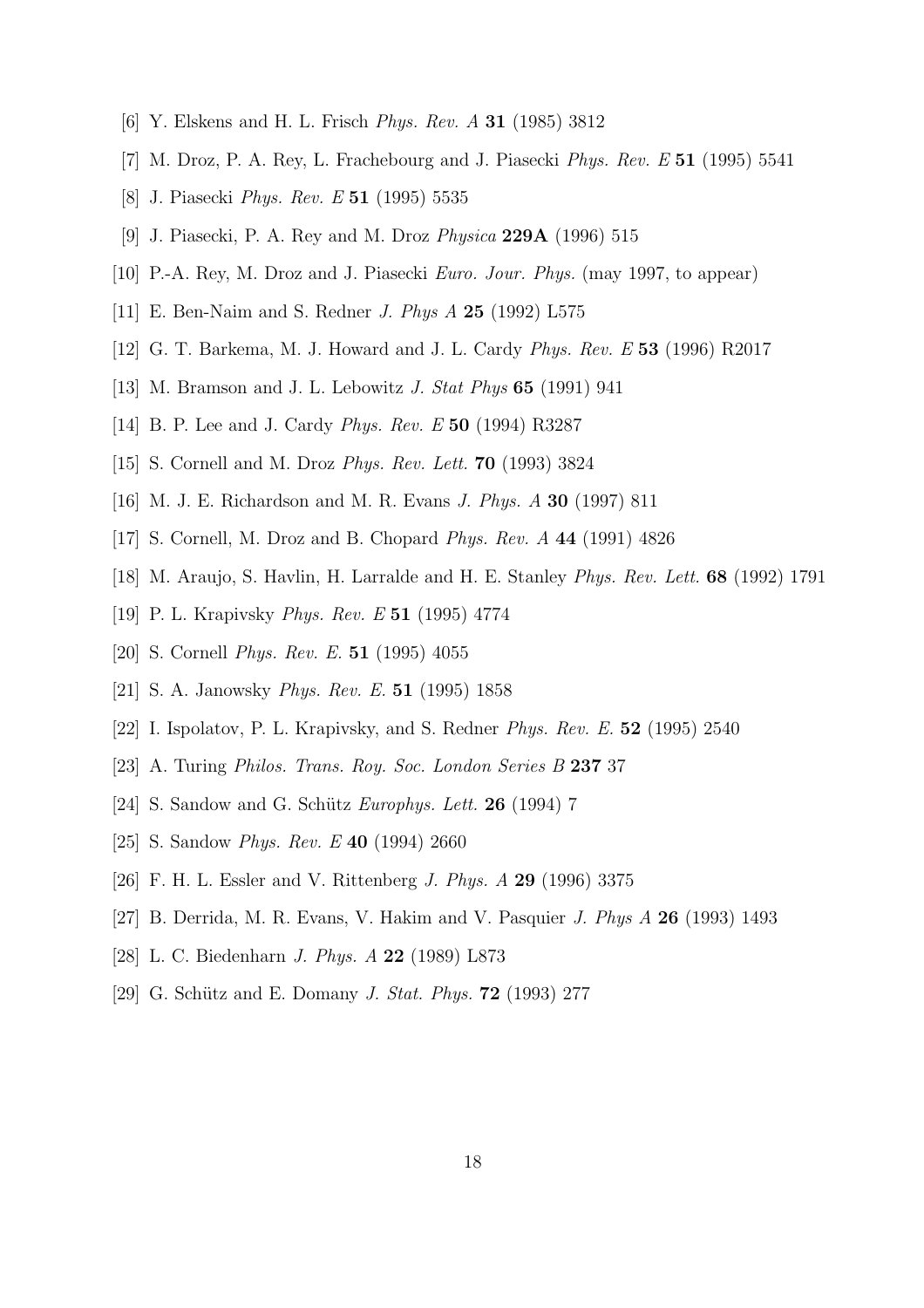[6] Y. Elskens and H. L. Frisch *Phys. Rev. A* **31** (1985) 3812

[7] M. Droz, P. A. Rey, L. Frachebourg and J. Piasecki *Phys. Rev. E* **51** (1995) 5541

[8] J. Piasecki *Phys. Rev. E* **51** (1995) 5535

[9] J. Piasecki, P. A. Rey and M. Droz *Physica* **229A** (1996) 515

[10] P.-A. Rey, M. Droz and J. Piasecki *Euro. Jour. Phys.* (may 1997, to appear)

[11] E. Ben-Naim and S. Redner *J. Phys A* **25** (1992) L575

[12] G. T. Barkema, M. J. Howard and J. L. Cardy *Phys. Rev. E* **53** (1996) R2017

[13] M. Bramson and J. L. Lebowitz *J. Stat Phys* **65** (1991) 941

[14] B. P. Lee and J. Cardy *Phys. Rev. E* **50** (1994) R3287

[15] S. Cornell and M. Droz *Phys. Rev. Lett.* **70** (1993) 3824

[16] M. J. E. Richardson and M. R. Evans *J. Phys. A* **30** (1997) 811

[17] S. Cornell, M. Droz and B. Chopard *Phys. Rev. A* **44** (1991) 4826

[18] M. Araujo, S. Havlin, H. Larralde and H. E. Stanley *Phys. Rev. Lett.* **68** (1992) 1791

[19] P. L. Krapivsky *Phys. Rev. E* **51** (1995) 4774

[20] S. Cornell *Phys. Rev. E.* **51** (1995) 4055

[21] S. A. Janowsky *Phys. Rev. E.* **51** (1995) 1858

[22] I. Ispolatov, P. L. Krapivsky, and S. Redner *Phys. Rev. E.* **52** (1995) 2540

[23] A. Turing *Philos. Trans. Roy. Soc. London Series B* **237** 37

[24] S. Sandow and G. Schütz *Europhys. Lett.* **26** (1994) 7

[25] S. Sandow *Phys. Rev. E* **40** (1994) 2660

[26] F. H. L. Essler and V. Rittenberg *J. Phys. A* **29** (1996) 3375

[27] B. Derrida, M. R. Evans, V. Hakim and V. Pasquier *J. Phys A* **26** (1993) 1493

[28] L. C. Biedenharn *J. Phys. A* **22** (1989) L873

[29] G. Schütz and E. Domany *J. Stat. Phys.* **72** (1993) 277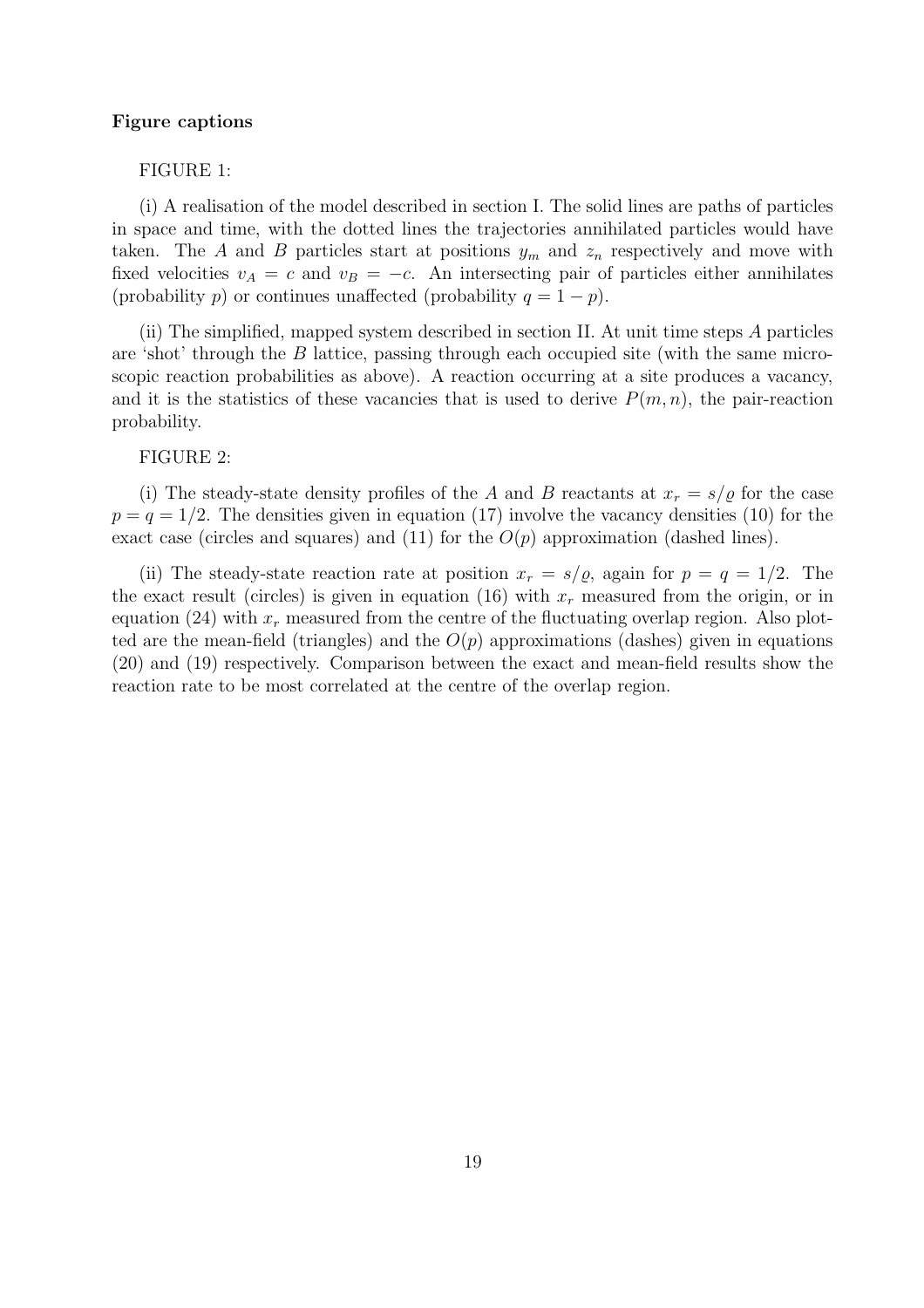**Figure captions**

FIGURE 1:

(i) A realisation of the model described in section I. The solid lines are paths of particles in space and time, with the dotted lines the trajectories annihilated particles would have taken. The $A$ and $B$ particles start at positions $y_m$ and $z_n$ respectively and move with fixed velocities $v_A = c$ and $v_B = -c$. An intersecting pair of particles either annihilates (probability $p$) or continues unaffected (probability $q = 1 - p$).

(ii) The simplified, mapped system described in section II. At unit time steps $A$ particles are 'shot' through the $B$ lattice, passing through each occupied site (with the same microscopic reaction probabilities as above). A reaction occurring at a site produces a vacancy, and it is the statistics of these vacancies that is used to derive $P(m, n)$, the pair-reaction probability.

FIGURE 2:

(i) The steady-state density profiles of the $A$ and $B$ reactants at $x_r = s/\varrho$ for the case $p = q = 1/2$. The densities given in equation (17) involve the vacancy densities (10) for the exact case (circles and squares) and (11) for the $O(p)$ approximation (dashed lines).

(ii) The steady-state reaction rate at position $x_r = s/\varrho$, again for $p = q = 1/2$. The the exact result (circles) is given in equation (16) with $x_r$ measured from the origin, or in equation (24) with $x_r$ measured from the centre of the fluctuating overlap region. Also plotted are the mean-field (triangles) and the $O(p)$ approximations (dashes) given in equations (20) and (19) respectively. Comparison between the exact and mean-field results show the reaction rate to be most correlated at the centre of the overlap region.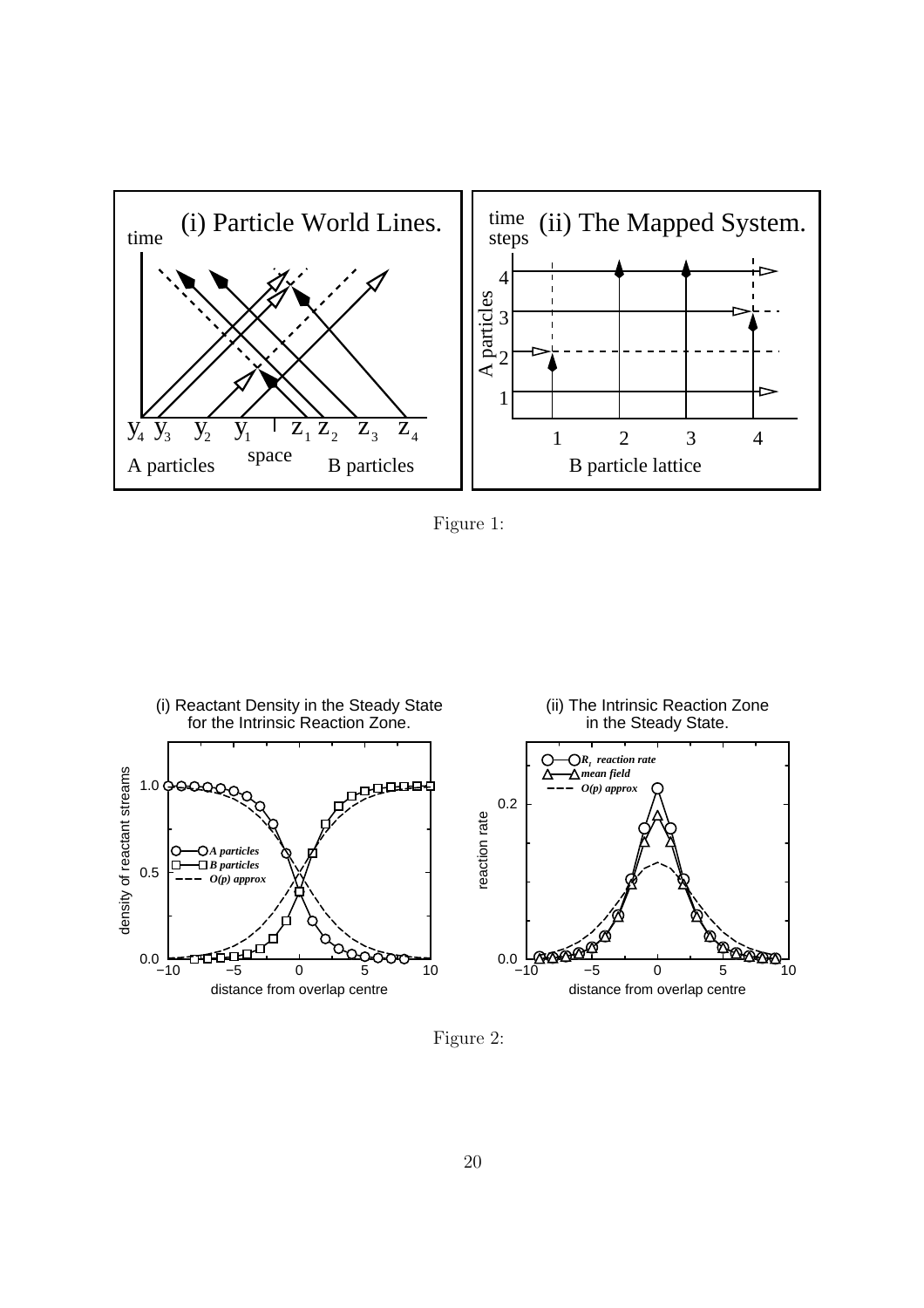(i) Particle World Lines.

time

$y_4$ $y_3$ $y_2$ $y_1$ $z_1$ $z_2$ $z_3$ $z_4$

A particles space B particles

(ii) The Mapped System.

time steps

A particles

1 2 3 4

1 2 3 4

B particle lattice

Figure 1:

(i) Reactant Density in the Steady State for the Intrinsic Reaction Zone.

density of reactant streams

1.0 0.5 0.0

−10 −5 0 5 10

distance from overlap centre

A particles

B particles

O(p) approx

(ii) The Intrinsic Reaction Zone in the Steady State.

reaction rate

0.2 0.0

−10 −5 0 5 10

distance from overlap centre

$R_I$ reaction rate

mean field

O(p) approx

Figure 2: